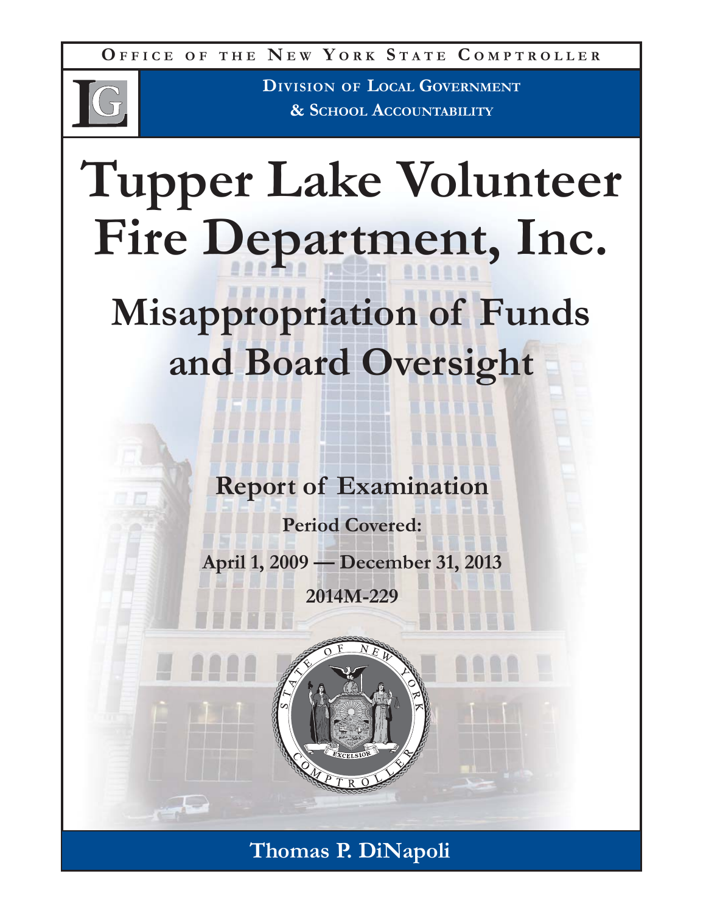**Office of the New York State Comptroller**

**Division of Local Government & School Accountability**

# Tupper Lake Volunteer Fire Department, Inc.

## Misappropriation of Funds and Board Oversight

### Report of Examination

**Period Covered:**

**April 1, 2009 — December 31, 2013**

**2014M-229**

**Thomas P. DiNapoli**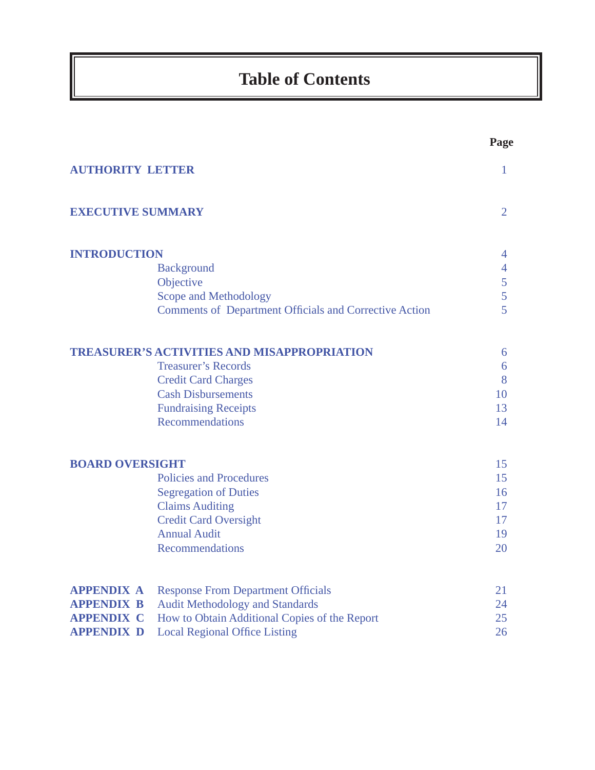# Table of Contents

| | | Page |
|---|---|---|
| **AUTHORITY LETTER** | | 1 |
| **EXECUTIVE SUMMARY** | | 2 |
| **INTRODUCTION** | | 4 |
| | Background | 4 |
| | Objective | 5 |
| | Scope and Methodology | 5 |
| | Comments of Department Officials and Corrective Action | 5 |
| **TREASURER'S ACTIVITIES AND MISAPPROPRIATION** | | 6 |
| | Treasurer's Records | 6 |
| | Credit Card Charges | 8 |
| | Cash Disbursements | 10 |
| | Fundraising Receipts | 13 |
| | Recommendations | 14 |
| **BOARD OVERSIGHT** | | 15 |
| | Policies and Procedures | 15 |
| | Segregation of Duties | 16 |
| | Claims Auditing | 17 |
| | Credit Card Oversight | 17 |
| | Annual Audit | 19 |
| | Recommendations | 20 |
| **APPENDIX A** | Response From Department Officials | 21 |
| **APPENDIX B** | Audit Methodology and Standards | 24 |
| **APPENDIX C** | How to Obtain Additional Copies of the Report | 25 |
| **APPENDIX D** | Local Regional Office Listing | 26 |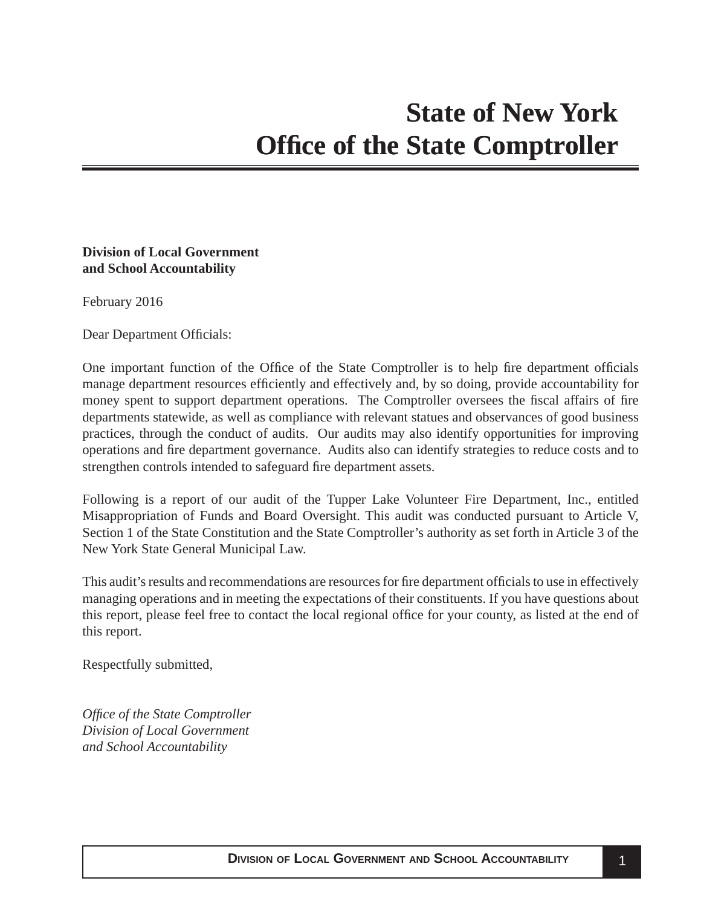# State of New York
# Office of the State Comptroller

**Division of Local Government**
**and School Accountability**

February 2016

Dear Department Officials:

One important function of the Office of the State Comptroller is to help fire department officials manage department resources efficiently and effectively and, by so doing, provide accountability for money spent to support department operations. The Comptroller oversees the fiscal affairs of fire departments statewide, as well as compliance with relevant statues and observances of good business practices, through the conduct of audits. Our audits may also identify opportunities for improving operations and fire department governance. Audits also can identify strategies to reduce costs and to strengthen controls intended to safeguard fire department assets.

Following is a report of our audit of the Tupper Lake Volunteer Fire Department, Inc., entitled Misappropriation of Funds and Board Oversight. This audit was conducted pursuant to Article V, Section 1 of the State Constitution and the State Comptroller's authority as set forth in Article 3 of the New York State General Municipal Law.

This audit's results and recommendations are resources for fire department officials to use in effectively managing operations and in meeting the expectations of their constituents. If you have questions about this report, please feel free to contact the local regional office for your county, as listed at the end of this report.

Respectfully submitted,

*Office of the State Comptroller*
*Division of Local Government*
*and School Accountability*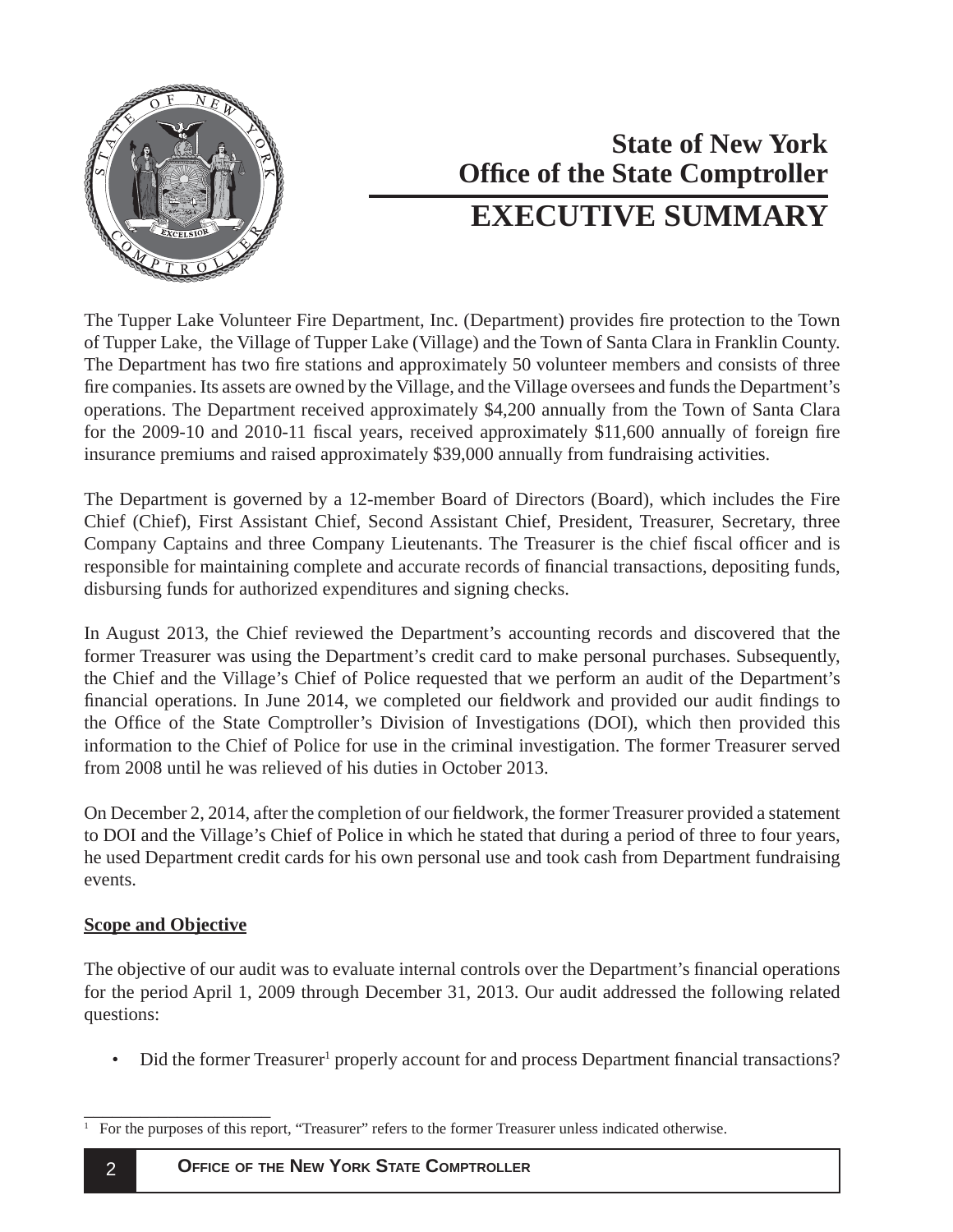# State of New York
## Office of the State Comptroller
# EXECUTIVE SUMMARY

The Tupper Lake Volunteer Fire Department, Inc. (Department) provides fire protection to the Town of Tupper Lake, the Village of Tupper Lake (Village) and the Town of Santa Clara in Franklin County. The Department has two fire stations and approximately 50 volunteer members and consists of three fire companies. Its assets are owned by the Village, and the Village oversees and funds the Department's operations. The Department received approximately $4,200 annually from the Town of Santa Clara for the 2009-10 and 2010-11 fiscal years, received approximately $11,600 annually of foreign fire insurance premiums and raised approximately $39,000 annually from fundraising activities.

The Department is governed by a 12-member Board of Directors (Board), which includes the Fire Chief (Chief), First Assistant Chief, Second Assistant Chief, President, Treasurer, Secretary, three Company Captains and three Company Lieutenants. The Treasurer is the chief fiscal officer and is responsible for maintaining complete and accurate records of financial transactions, depositing funds, disbursing funds for authorized expenditures and signing checks.

In August 2013, the Chief reviewed the Department's accounting records and discovered that the former Treasurer was using the Department's credit card to make personal purchases. Subsequently, the Chief and the Village's Chief of Police requested that we perform an audit of the Department's financial operations. In June 2014, we completed our fieldwork and provided our audit findings to the Office of the State Comptroller's Division of Investigations (DOI), which then provided this information to the Chief of Police for use in the criminal investigation. The former Treasurer served from 2008 until he was relieved of his duties in October 2013.

On December 2, 2014, after the completion of our fieldwork, the former Treasurer provided a statement to DOI and the Village's Chief of Police in which he stated that during a period of three to four years, he used Department credit cards for his own personal use and took cash from Department fundraising events.

**Scope and Objective**

The objective of our audit was to evaluate internal controls over the Department's financial operations for the period April 1, 2009 through December 31, 2013. Our audit addressed the following related questions:

- Did the former Treasurer[1] properly account for and process Department financial transactions?

[1] For the purposes of this report, "Treasurer" refers to the former Treasurer unless indicated otherwise.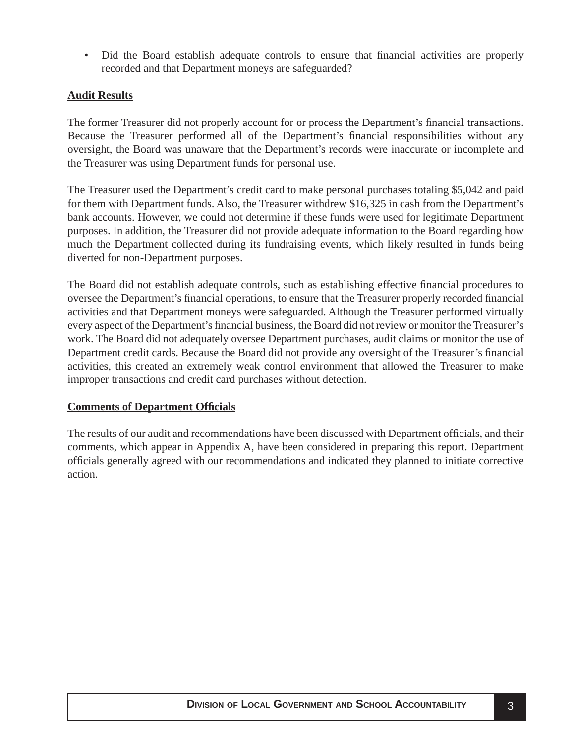- Did the Board establish adequate controls to ensure that financial activities are properly recorded and that Department moneys are safeguarded?

**Audit Results**

The former Treasurer did not properly account for or process the Department's financial transactions. Because the Treasurer performed all of the Department's financial responsibilities without any oversight, the Board was unaware that the Department's records were inaccurate or incomplete and the Treasurer was using Department funds for personal use.

The Treasurer used the Department's credit card to make personal purchases totaling $5,042 and paid for them with Department funds. Also, the Treasurer withdrew $16,325 in cash from the Department's bank accounts. However, we could not determine if these funds were used for legitimate Department purposes. In addition, the Treasurer did not provide adequate information to the Board regarding how much the Department collected during its fundraising events, which likely resulted in funds being diverted for non-Department purposes.

The Board did not establish adequate controls, such as establishing effective financial procedures to oversee the Department's financial operations, to ensure that the Treasurer properly recorded financial activities and that Department moneys were safeguarded. Although the Treasurer performed virtually every aspect of the Department's financial business, the Board did not review or monitor the Treasurer's work. The Board did not adequately oversee Department purchases, audit claims or monitor the use of Department credit cards. Because the Board did not provide any oversight of the Treasurer's financial activities, this created an extremely weak control environment that allowed the Treasurer to make improper transactions and credit card purchases without detection.

**Comments of Department Officials**

The results of our audit and recommendations have been discussed with Department officials, and their comments, which appear in Appendix A, have been considered in preparing this report. Department officials generally agreed with our recommendations and indicated they planned to initiate corrective action.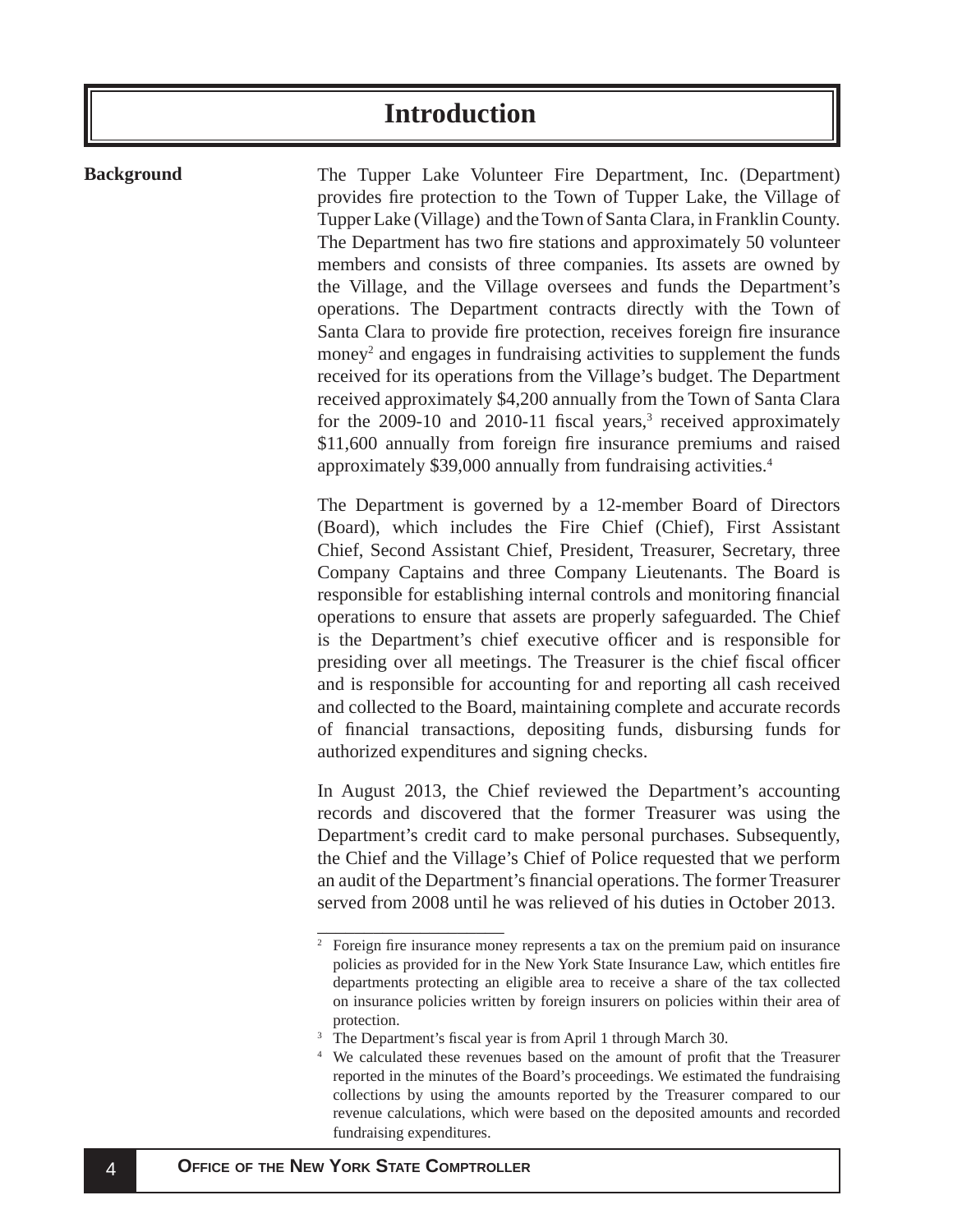# Introduction

## Background

The Tupper Lake Volunteer Fire Department, Inc. (Department) provides fire protection to the Town of Tupper Lake, the Village of Tupper Lake (Village) and the Town of Santa Clara, in Franklin County. The Department has two fire stations and approximately 50 volunteer members and consists of three companies. Its assets are owned by the Village, and the Village oversees and funds the Department's operations. The Department contracts directly with the Town of Santa Clara to provide fire protection, receives foreign fire insurance money[2] and engages in fundraising activities to supplement the funds received for its operations from the Village's budget. The Department received approximately $4,200 annually from the Town of Santa Clara for the 2009-10 and 2010-11 fiscal years,[3] received approximately $11,600 annually from foreign fire insurance premiums and raised approximately $39,000 annually from fundraising activities.[4]

The Department is governed by a 12-member Board of Directors (Board), which includes the Fire Chief (Chief), First Assistant Chief, Second Assistant Chief, President, Treasurer, Secretary, three Company Captains and three Company Lieutenants. The Board is responsible for establishing internal controls and monitoring financial operations to ensure that assets are properly safeguarded. The Chief is the Department's chief executive officer and is responsible for presiding over all meetings. The Treasurer is the chief fiscal officer and is responsible for accounting for and reporting all cash received and collected to the Board, maintaining complete and accurate records of financial transactions, depositing funds, disbursing funds for authorized expenditures and signing checks.

In August 2013, the Chief reviewed the Department's accounting records and discovered that the former Treasurer was using the Department's credit card to make personal purchases. Subsequently, the Chief and the Village's Chief of Police requested that we perform an audit of the Department's financial operations. The former Treasurer served from 2008 until he was relieved of his duties in October 2013.

---

[2] Foreign fire insurance money represents a tax on the premium paid on insurance policies as provided for in the New York State Insurance Law, which entitles fire departments protecting an eligible area to receive a share of the tax collected on insurance policies written by foreign insurers on policies within their area of protection.

[3] The Department's fiscal year is from April 1 through March 30.

[4] We calculated these revenues based on the amount of profit that the Treasurer reported in the minutes of the Board's proceedings. We estimated the fundraising collections by using the amounts reported by the Treasurer compared to our revenue calculations, which were based on the deposited amounts and recorded fundraising expenditures.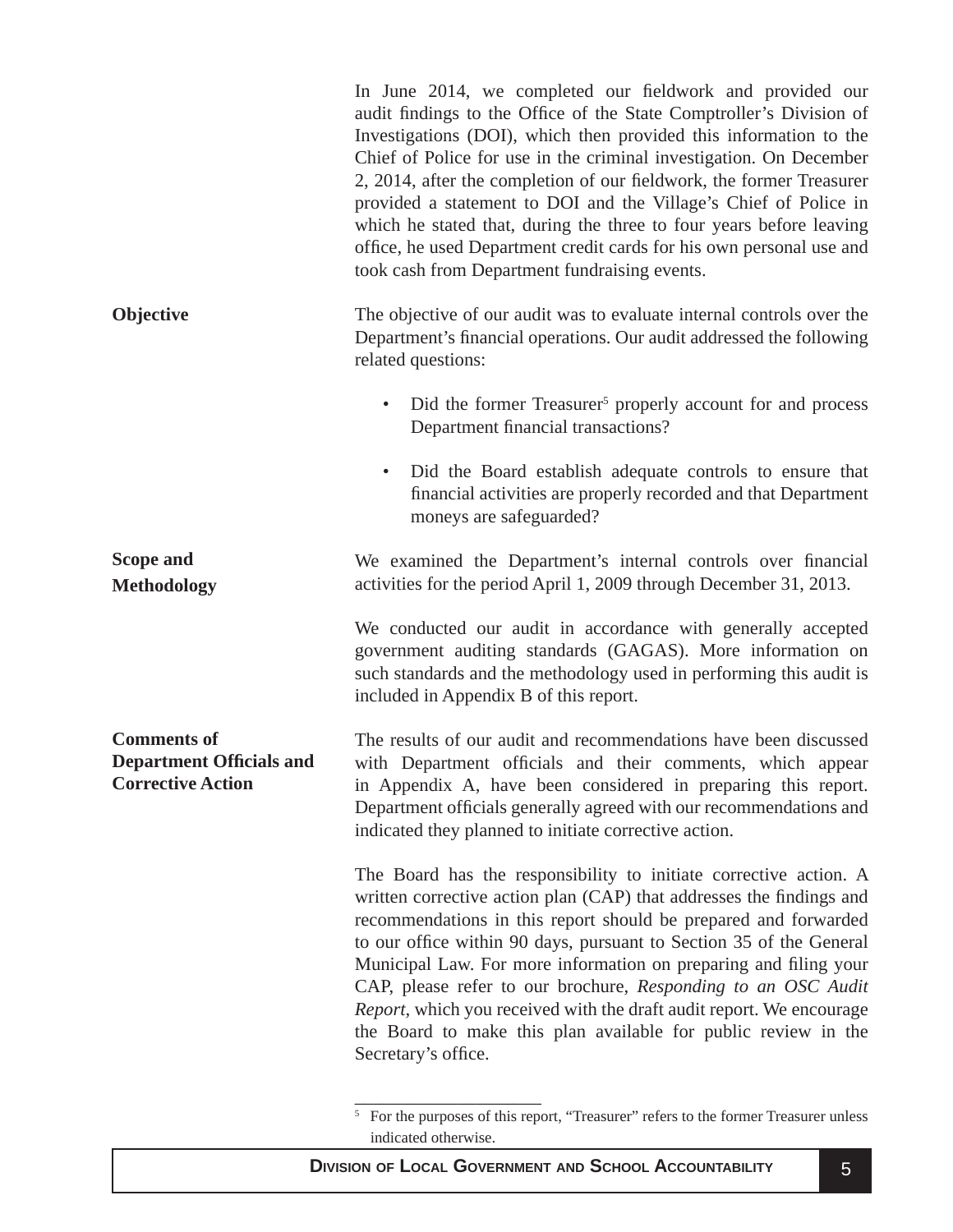In June 2014, we completed our fieldwork and provided our audit findings to the Office of the State Comptroller's Division of Investigations (DOI), which then provided this information to the Chief of Police for use in the criminal investigation. On December 2, 2014, after the completion of our fieldwork, the former Treasurer provided a statement to DOI and the Village's Chief of Police in which he stated that, during the three to four years before leaving office, he used Department credit cards for his own personal use and took cash from Department fundraising events.

## Objective

The objective of our audit was to evaluate internal controls over the Department's financial operations. Our audit addressed the following related questions:

- Did the former Treasurer[5] properly account for and process Department financial transactions?
- Did the Board establish adequate controls to ensure that financial activities are properly recorded and that Department moneys are safeguarded?

## Scope and Methodology

We examined the Department's internal controls over financial activities for the period April 1, 2009 through December 31, 2013.

We conducted our audit in accordance with generally accepted government auditing standards (GAGAS). More information on such standards and the methodology used in performing this audit is included in Appendix B of this report.

## Comments of Department Officials and Corrective Action

The results of our audit and recommendations have been discussed with Department officials and their comments, which appear in Appendix A, have been considered in preparing this report. Department officials generally agreed with our recommendations and indicated they planned to initiate corrective action.

The Board has the responsibility to initiate corrective action. A written corrective action plan (CAP) that addresses the findings and recommendations in this report should be prepared and forwarded to our office within 90 days, pursuant to Section 35 of the General Municipal Law. For more information on preparing and filing your CAP, please refer to our brochure, *Responding to an OSC Audit Report*, which you received with the draft audit report. We encourage the Board to make this plan available for public review in the Secretary's office.

---

[5] For the purposes of this report, "Treasurer" refers to the former Treasurer unless indicated otherwise.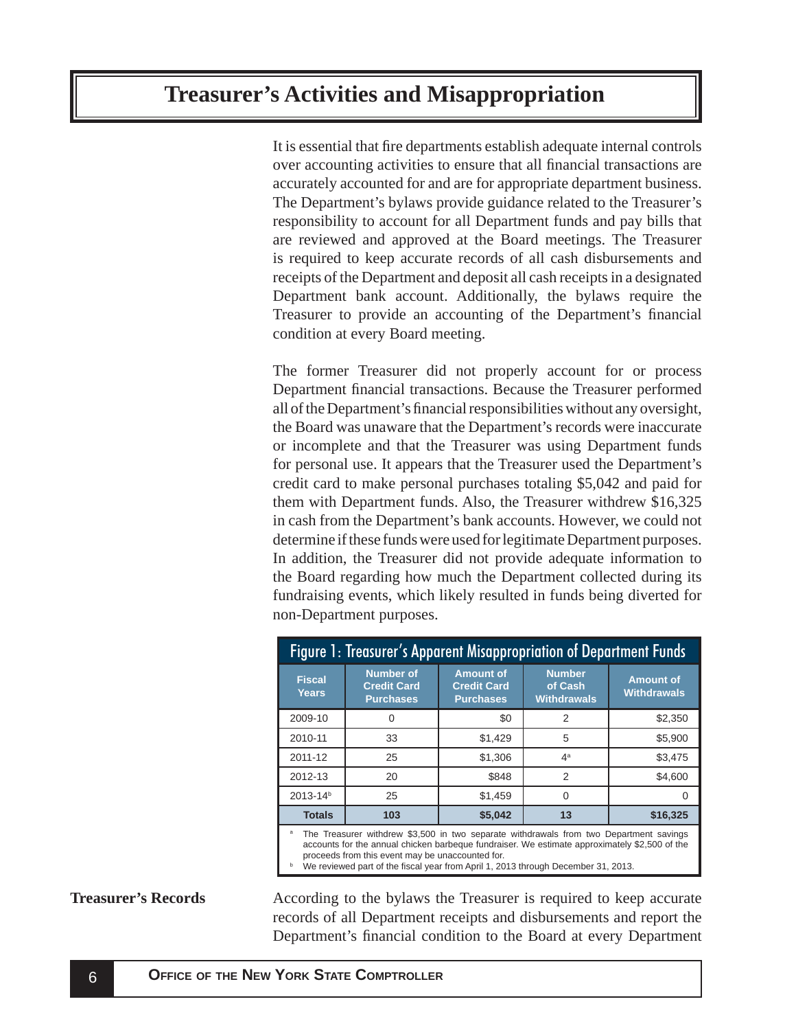# Treasurer's Activities and Misappropriation

It is essential that fire departments establish adequate internal controls over accounting activities to ensure that all financial transactions are accurately accounted for and are for appropriate department business. The Department's bylaws provide guidance related to the Treasurer's responsibility to account for all Department funds and pay bills that are reviewed and approved at the Board meetings. The Treasurer is required to keep accurate records of all cash disbursements and receipts of the Department and deposit all cash receipts in a designated Department bank account. Additionally, the bylaws require the Treasurer to provide an accounting of the Department's financial condition at every Board meeting.

The former Treasurer did not properly account for or process Department financial transactions. Because the Treasurer performed all of the Department's financial responsibilities without any oversight, the Board was unaware that the Department's records were inaccurate or incomplete and that the Treasurer was using Department funds for personal use. It appears that the Treasurer used the Department's credit card to make personal purchases totaling $5,042 and paid for them with Department funds. Also, the Treasurer withdrew $16,325 in cash from the Department's bank accounts. However, we could not determine if these funds were used for legitimate Department purposes. In addition, the Treasurer did not provide adequate information to the Board regarding how much the Department collected during its fundraising events, which likely resulted in funds being diverted for non-Department purposes.

**Figure 1: Treasurer's Apparent Misappropriation of Department Funds**

| Fiscal Years | Number of Credit Card Purchases | Amount of Credit Card Purchases | Number of Cash Withdrawals | Amount of Withdrawals |
|---|---|---|---|---|
| 2009-10 | 0 | $0 | 2 | $2,350 |
| 2010-11 | 33 | $1,429 | 5 | $5,900 |
| 2011-12 | 25 | $1,306 | 4[a] | $3,475 |
| 2012-13 | 20 | $848 | 2 | $4,600 |
| 2013-14[b] | 25 | $1,459 | 0 | 0 |
| **Totals** | **103** | **$5,042** | **13** | **$16,325** |

[a] The Treasurer withdrew $3,500 in two separate withdrawals from two Department savings accounts for the annual chicken barbeque fundraiser. We estimate approximately $2,500 of the proceeds from this event may be unaccounted for.

[b] We reviewed part of the fiscal year from April 1, 2013 through December 31, 2013.

## Treasurer's Records

According to the bylaws the Treasurer is required to keep accurate records of all Department receipts and disbursements and report the Department's financial condition to the Board at every Department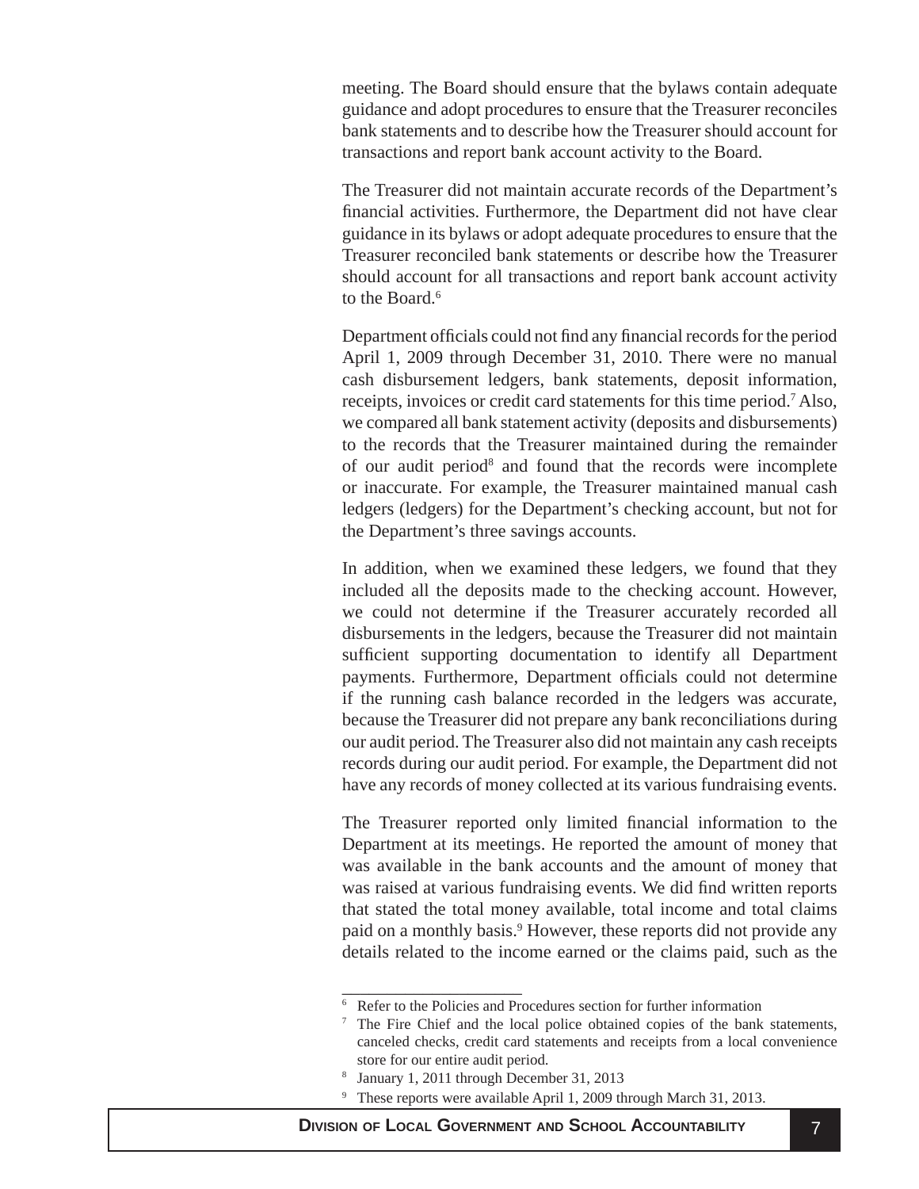meeting. The Board should ensure that the bylaws contain adequate guidance and adopt procedures to ensure that the Treasurer reconciles bank statements and to describe how the Treasurer should account for transactions and report bank account activity to the Board.

The Treasurer did not maintain accurate records of the Department's financial activities. Furthermore, the Department did not have clear guidance in its bylaws or adopt adequate procedures to ensure that the Treasurer reconciled bank statements or describe how the Treasurer should account for all transactions and report bank account activity to the Board.[6]

Department officials could not find any financial records for the period April 1, 2009 through December 31, 2010. There were no manual cash disbursement ledgers, bank statements, deposit information, receipts, invoices or credit card statements for this time period.[7] Also, we compared all bank statement activity (deposits and disbursements) to the records that the Treasurer maintained during the remainder of our audit period[8] and found that the records were incomplete or inaccurate. For example, the Treasurer maintained manual cash ledgers (ledgers) for the Department's checking account, but not for the Department's three savings accounts.

In addition, when we examined these ledgers, we found that they included all the deposits made to the checking account. However, we could not determine if the Treasurer accurately recorded all disbursements in the ledgers, because the Treasurer did not maintain sufficient supporting documentation to identify all Department payments. Furthermore, Department officials could not determine if the running cash balance recorded in the ledgers was accurate, because the Treasurer did not prepare any bank reconciliations during our audit period. The Treasurer also did not maintain any cash receipts records during our audit period. For example, the Department did not have any records of money collected at its various fundraising events.

The Treasurer reported only limited financial information to the Department at its meetings. He reported the amount of money that was available in the bank accounts and the amount of money that was raised at various fundraising events. We did find written reports that stated the total money available, total income and total claims paid on a monthly basis.[9] However, these reports did not provide any details related to the income earned or the claims paid, such as the

---

[6] Refer to the Policies and Procedures section for further information

[7] The Fire Chief and the local police obtained copies of the bank statements, canceled checks, credit card statements and receipts from a local convenience store for our entire audit period.

[8] January 1, 2011 through December 31, 2013

[9] These reports were available April 1, 2009 through March 31, 2013.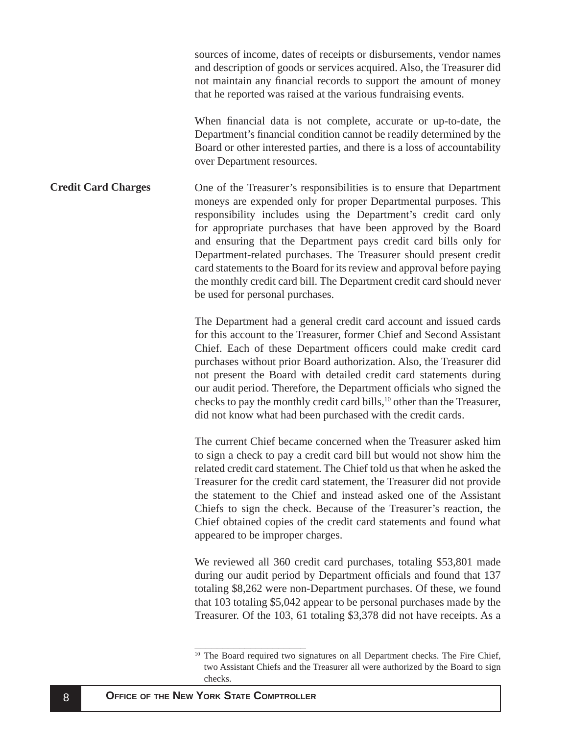sources of income, dates of receipts or disbursements, vendor names and description of goods or services acquired. Also, the Treasurer did not maintain any financial records to support the amount of money that he reported was raised at the various fundraising events.

When financial data is not complete, accurate or up-to-date, the Department's financial condition cannot be readily determined by the Board or other interested parties, and there is a loss of accountability over Department resources.

### Credit Card Charges

One of the Treasurer's responsibilities is to ensure that Department moneys are expended only for proper Departmental purposes. This responsibility includes using the Department's credit card only for appropriate purchases that have been approved by the Board and ensuring that the Department pays credit card bills only for Department-related purchases. The Treasurer should present credit card statements to the Board for its review and approval before paying the monthly credit card bill. The Department credit card should never be used for personal purchases.

The Department had a general credit card account and issued cards for this account to the Treasurer, former Chief and Second Assistant Chief. Each of these Department officers could make credit card purchases without prior Board authorization. Also, the Treasurer did not present the Board with detailed credit card statements during our audit period. Therefore, the Department officials who signed the checks to pay the monthly credit card bills,[10] other than the Treasurer, did not know what had been purchased with the credit cards.

The current Chief became concerned when the Treasurer asked him to sign a check to pay a credit card bill but would not show him the related credit card statement. The Chief told us that when he asked the Treasurer for the credit card statement, the Treasurer did not provide the statement to the Chief and instead asked one of the Assistant Chiefs to sign the check. Because of the Treasurer's reaction, the Chief obtained copies of the credit card statements and found what appeared to be improper charges.

We reviewed all 360 credit card purchases, totaling $53,801 made during our audit period by Department officials and found that 137 totaling $8,262 were non-Department purchases. Of these, we found that 103 totaling $5,042 appear to be personal purchases made by the Treasurer. Of the 103, 61 totaling $3,378 did not have receipts. As a

[10] The Board required two signatures on all Department checks. The Fire Chief, two Assistant Chiefs and the Treasurer all were authorized by the Board to sign checks.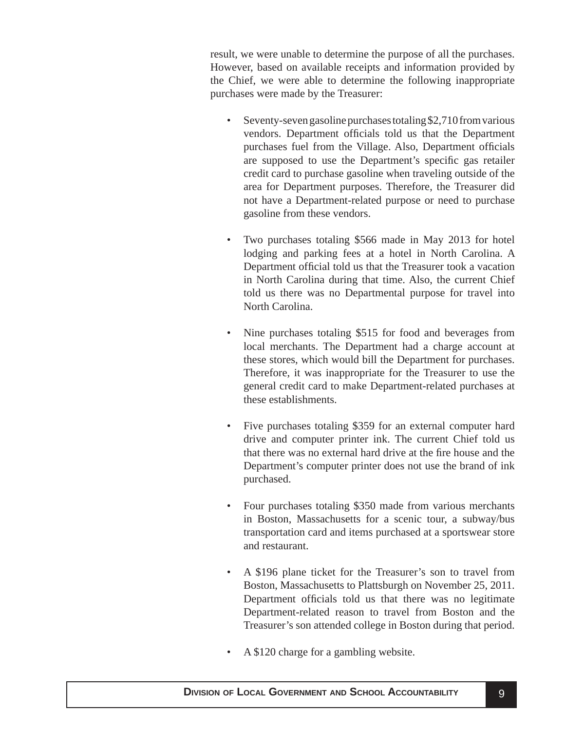result, we were unable to determine the purpose of all the purchases. However, based on available receipts and information provided by the Chief, we were able to determine the following inappropriate purchases were made by the Treasurer:

- Seventy-seven gasoline purchases totaling $2,710 from various vendors. Department officials told us that the Department purchases fuel from the Village. Also, Department officials are supposed to use the Department's specific gas retailer credit card to purchase gasoline when traveling outside of the area for Department purposes. Therefore, the Treasurer did not have a Department-related purpose or need to purchase gasoline from these vendors.

- Two purchases totaling $566 made in May 2013 for hotel lodging and parking fees at a hotel in North Carolina. A Department official told us that the Treasurer took a vacation in North Carolina during that time. Also, the current Chief told us there was no Departmental purpose for travel into North Carolina.

- Nine purchases totaling $515 for food and beverages from local merchants. The Department had a charge account at these stores, which would bill the Department for purchases. Therefore, it was inappropriate for the Treasurer to use the general credit card to make Department-related purchases at these establishments.

- Five purchases totaling $359 for an external computer hard drive and computer printer ink. The current Chief told us that there was no external hard drive at the fire house and the Department's computer printer does not use the brand of ink purchased.

- Four purchases totaling $350 made from various merchants in Boston, Massachusetts for a scenic tour, a subway/bus transportation card and items purchased at a sportswear store and restaurant.

- A $196 plane ticket for the Treasurer's son to travel from Boston, Massachusetts to Plattsburgh on November 25, 2011. Department officials told us that there was no legitimate Department-related reason to travel from Boston and the Treasurer's son attended college in Boston during that period.

- A $120 charge for a gambling website.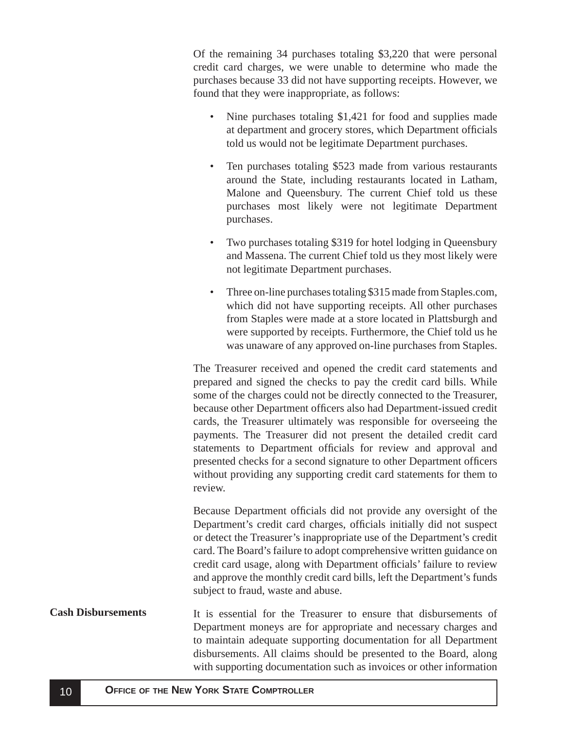Of the remaining 34 purchases totaling $3,220 that were personal credit card charges, we were unable to determine who made the purchases because 33 did not have supporting receipts. However, we found that they were inappropriate, as follows:

- Nine purchases totaling $1,421 for food and supplies made at department and grocery stores, which Department officials told us would not be legitimate Department purchases.
- Ten purchases totaling $523 made from various restaurants around the State, including restaurants located in Latham, Malone and Queensbury. The current Chief told us these purchases most likely were not legitimate Department purchases.
- Two purchases totaling $319 for hotel lodging in Queensbury and Massena. The current Chief told us they most likely were not legitimate Department purchases.
- Three on-line purchases totaling $315 made from Staples.com, which did not have supporting receipts. All other purchases from Staples were made at a store located in Plattsburgh and were supported by receipts. Furthermore, the Chief told us he was unaware of any approved on-line purchases from Staples.

The Treasurer received and opened the credit card statements and prepared and signed the checks to pay the credit card bills. While some of the charges could not be directly connected to the Treasurer, because other Department officers also had Department-issued credit cards, the Treasurer ultimately was responsible for overseeing the payments. The Treasurer did not present the detailed credit card statements to Department officials for review and approval and presented checks for a second signature to other Department officers without providing any supporting credit card statements for them to review.

Because Department officials did not provide any oversight of the Department's credit card charges, officials initially did not suspect or detect the Treasurer's inappropriate use of the Department's credit card. The Board's failure to adopt comprehensive written guidance on credit card usage, along with Department officials' failure to review and approve the monthly credit card bills, left the Department's funds subject to fraud, waste and abuse.

**Cash Disbursements**

It is essential for the Treasurer to ensure that disbursements of Department moneys are for appropriate and necessary charges and to maintain adequate supporting documentation for all Department disbursements. All claims should be presented to the Board, along with supporting documentation such as invoices or other information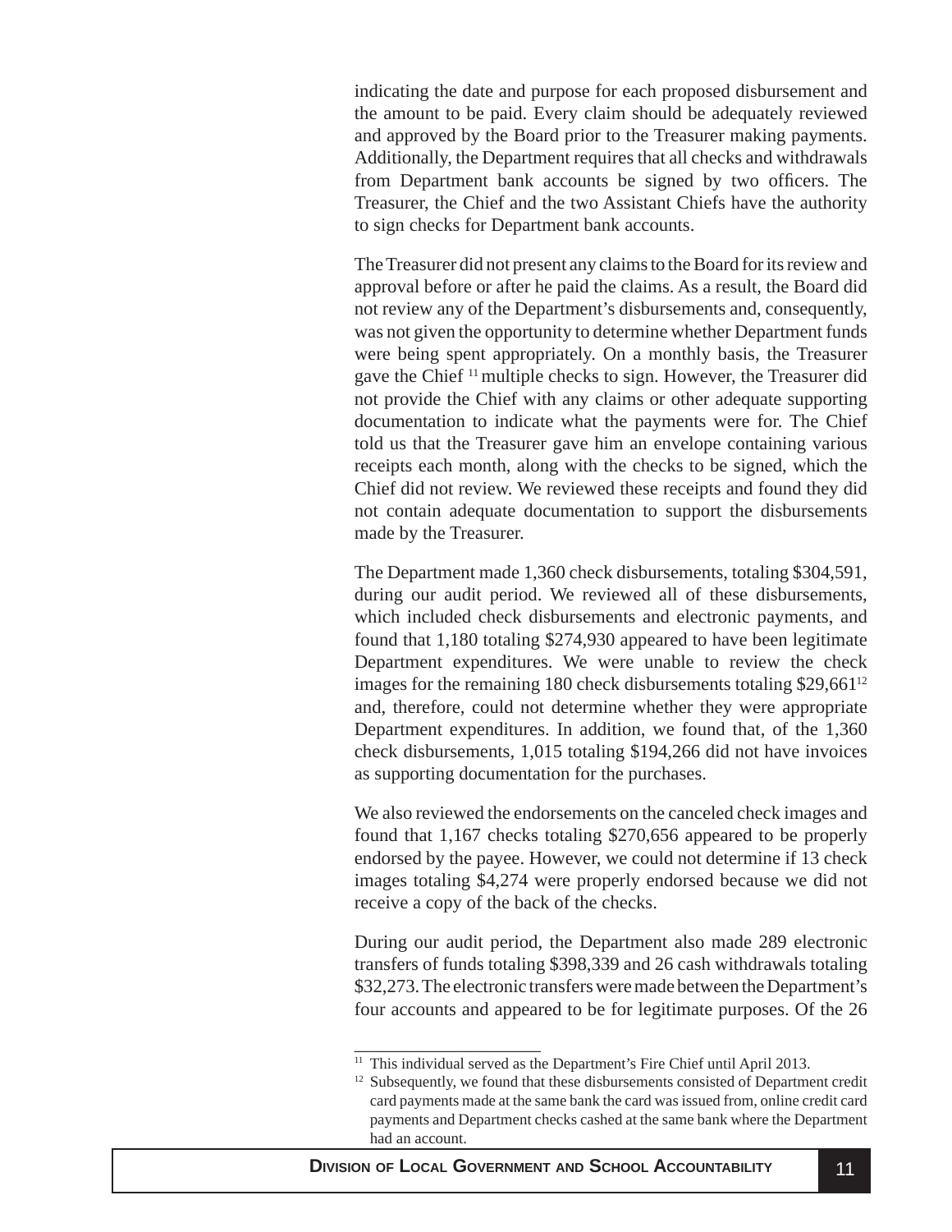indicating the date and purpose for each proposed disbursement and the amount to be paid. Every claim should be adequately reviewed and approved by the Board prior to the Treasurer making payments. Additionally, the Department requires that all checks and withdrawals from Department bank accounts be signed by two officers. The Treasurer, the Chief and the two Assistant Chiefs have the authority to sign checks for Department bank accounts.

The Treasurer did not present any claims to the Board for its review and approval before or after he paid the claims. As a result, the Board did not review any of the Department's disbursements and, consequently, was not given the opportunity to determine whether Department funds were being spent appropriately. On a monthly basis, the Treasurer gave the Chief [11] multiple checks to sign. However, the Treasurer did not provide the Chief with any claims or other adequate supporting documentation to indicate what the payments were for. The Chief told us that the Treasurer gave him an envelope containing various receipts each month, along with the checks to be signed, which the Chief did not review. We reviewed these receipts and found they did not contain adequate documentation to support the disbursements made by the Treasurer.

The Department made 1,360 check disbursements, totaling $304,591, during our audit period. We reviewed all of these disbursements, which included check disbursements and electronic payments, and found that 1,180 totaling $274,930 appeared to have been legitimate Department expenditures. We were unable to review the check images for the remaining 180 check disbursements totaling $29,661[12] and, therefore, could not determine whether they were appropriate Department expenditures. In addition, we found that, of the 1,360 check disbursements, 1,015 totaling $194,266 did not have invoices as supporting documentation for the purchases.

We also reviewed the endorsements on the canceled check images and found that 1,167 checks totaling $270,656 appeared to be properly endorsed by the payee. However, we could not determine if 13 check images totaling $4,274 were properly endorsed because we did not receive a copy of the back of the checks.

During our audit period, the Department also made 289 electronic transfers of funds totaling $398,339 and 26 cash withdrawals totaling $32,273. The electronic transfers were made between the Department's four accounts and appeared to be for legitimate purposes. Of the 26

---

[11] This individual served as the Department's Fire Chief until April 2013.

[12] Subsequently, we found that these disbursements consisted of Department credit card payments made at the same bank the card was issued from, online credit card payments and Department checks cashed at the same bank where the Department had an account.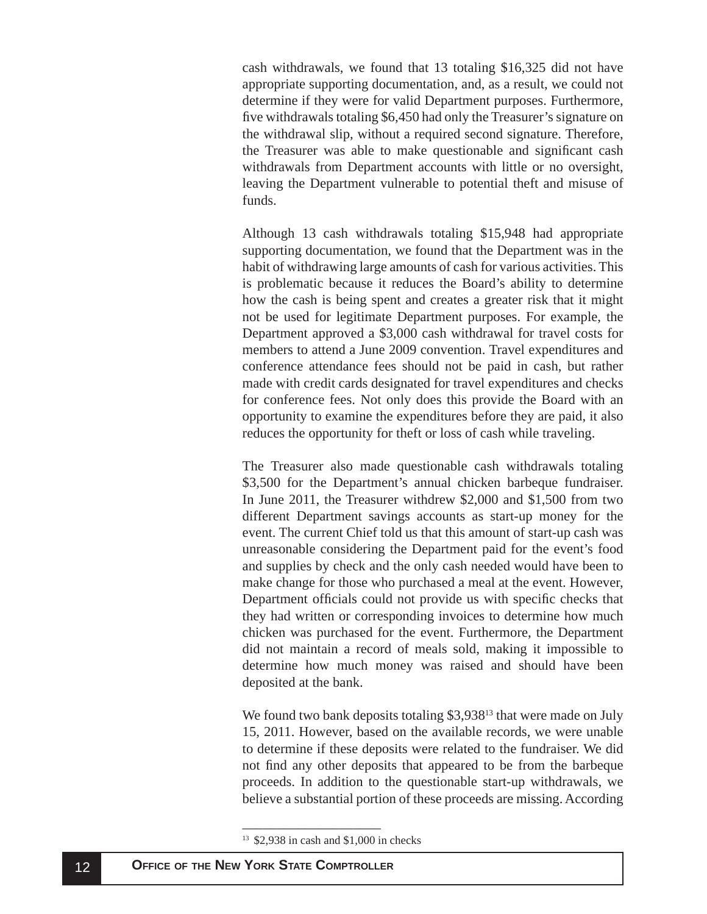cash withdrawals, we found that 13 totaling $16,325 did not have appropriate supporting documentation, and, as a result, we could not determine if they were for valid Department purposes. Furthermore, five withdrawals totaling $6,450 had only the Treasurer's signature on the withdrawal slip, without a required second signature. Therefore, the Treasurer was able to make questionable and significant cash withdrawals from Department accounts with little or no oversight, leaving the Department vulnerable to potential theft and misuse of funds.

Although 13 cash withdrawals totaling $15,948 had appropriate supporting documentation, we found that the Department was in the habit of withdrawing large amounts of cash for various activities. This is problematic because it reduces the Board's ability to determine how the cash is being spent and creates a greater risk that it might not be used for legitimate Department purposes. For example, the Department approved a $3,000 cash withdrawal for travel costs for members to attend a June 2009 convention. Travel expenditures and conference attendance fees should not be paid in cash, but rather made with credit cards designated for travel expenditures and checks for conference fees. Not only does this provide the Board with an opportunity to examine the expenditures before they are paid, it also reduces the opportunity for theft or loss of cash while traveling.

The Treasurer also made questionable cash withdrawals totaling $3,500 for the Department's annual chicken barbeque fundraiser. In June 2011, the Treasurer withdrew $2,000 and $1,500 from two different Department savings accounts as start-up money for the event. The current Chief told us that this amount of start-up cash was unreasonable considering the Department paid for the event's food and supplies by check and the only cash needed would have been to make change for those who purchased a meal at the event. However, Department officials could not provide us with specific checks that they had written or corresponding invoices to determine how much chicken was purchased for the event. Furthermore, the Department did not maintain a record of meals sold, making it impossible to determine how much money was raised and should have been deposited at the bank.

We found two bank deposits totaling $3,938[13] that were made on July 15, 2011. However, based on the available records, we were unable to determine if these deposits were related to the fundraiser. We did not find any other deposits that appeared to be from the barbeque proceeds. In addition to the questionable start-up withdrawals, we believe a substantial portion of these proceeds are missing. According

[13] $2,938 in cash and $1,000 in checks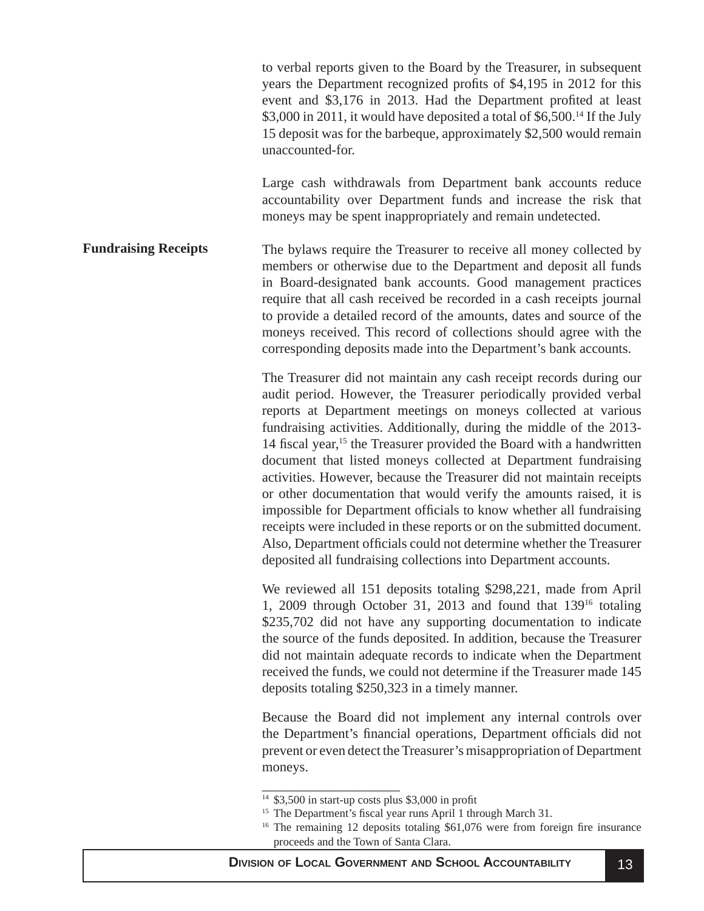to verbal reports given to the Board by the Treasurer, in subsequent years the Department recognized profits of $4,195 in 2012 for this event and $3,176 in 2013. Had the Department profited at least $3,000 in 2011, it would have deposited a total of $6,500.[14] If the July 15 deposit was for the barbeque, approximately $2,500 would remain unaccounted-for.

Large cash withdrawals from Department bank accounts reduce accountability over Department funds and increase the risk that moneys may be spent inappropriately and remain undetected.

**Fundraising Receipts**

The bylaws require the Treasurer to receive all money collected by members or otherwise due to the Department and deposit all funds in Board-designated bank accounts. Good management practices require that all cash received be recorded in a cash receipts journal to provide a detailed record of the amounts, dates and source of the moneys received. This record of collections should agree with the corresponding deposits made into the Department's bank accounts.

The Treasurer did not maintain any cash receipt records during our audit period. However, the Treasurer periodically provided verbal reports at Department meetings on moneys collected at various fundraising activities. Additionally, during the middle of the 2013-14 fiscal year,[15] the Treasurer provided the Board with a handwritten document that listed moneys collected at Department fundraising activities. However, because the Treasurer did not maintain receipts or other documentation that would verify the amounts raised, it is impossible for Department officials to know whether all fundraising receipts were included in these reports or on the submitted document. Also, Department officials could not determine whether the Treasurer deposited all fundraising collections into Department accounts.

We reviewed all 151 deposits totaling $298,221, made from April 1, 2009 through October 31, 2013 and found that 139[16] totaling $235,702 did not have any supporting documentation to indicate the source of the funds deposited. In addition, because the Treasurer did not maintain adequate records to indicate when the Department received the funds, we could not determine if the Treasurer made 145 deposits totaling $250,323 in a timely manner.

Because the Board did not implement any internal controls over the Department's financial operations, Department officials did not prevent or even detect the Treasurer's misappropriation of Department moneys.

---

[14] $3,500 in start-up costs plus $3,000 in profit

[15] The Department's fiscal year runs April 1 through March 31.

[16] The remaining 12 deposits totaling $61,076 were from foreign fire insurance proceeds and the Town of Santa Clara.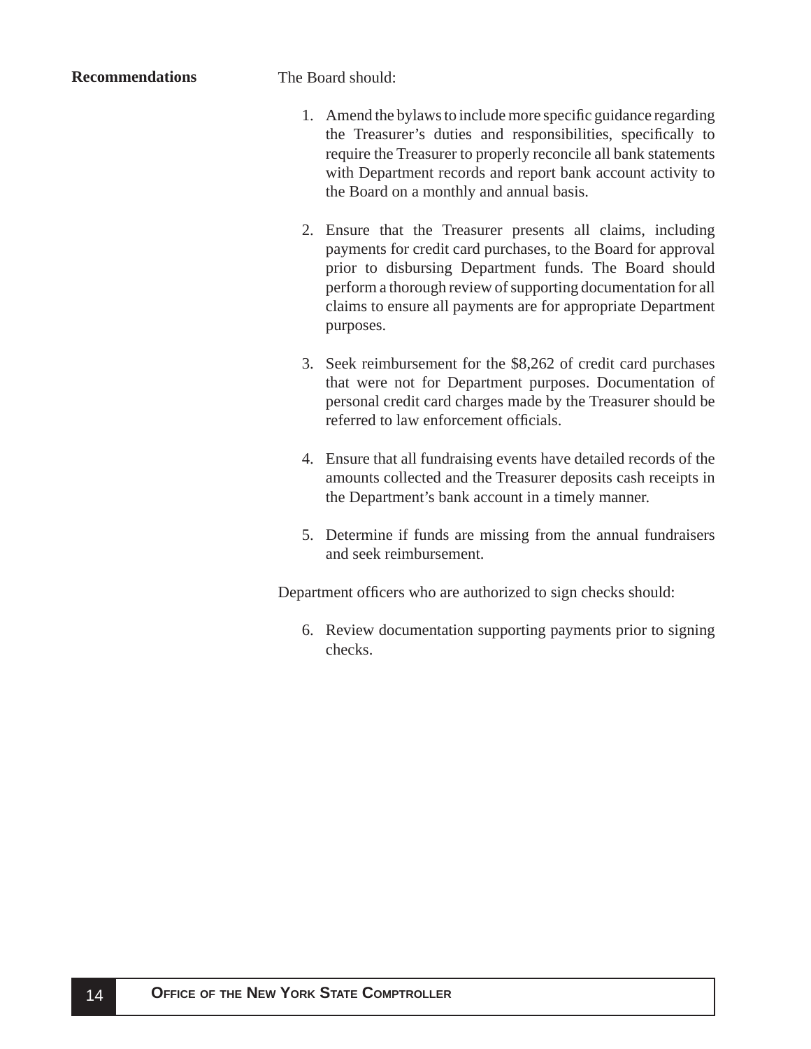**Recommendations**

The Board should:

1. Amend the bylaws to include more specific guidance regarding the Treasurer's duties and responsibilities, specifically to require the Treasurer to properly reconcile all bank statements with Department records and report bank account activity to the Board on a monthly and annual basis.

2. Ensure that the Treasurer presents all claims, including payments for credit card purchases, to the Board for approval prior to disbursing Department funds. The Board should perform a thorough review of supporting documentation for all claims to ensure all payments are for appropriate Department purposes.

3. Seek reimbursement for the $8,262 of credit card purchases that were not for Department purposes. Documentation of personal credit card charges made by the Treasurer should be referred to law enforcement officials.

4. Ensure that all fundraising events have detailed records of the amounts collected and the Treasurer deposits cash receipts in the Department's bank account in a timely manner.

5. Determine if funds are missing from the annual fundraisers and seek reimbursement.

Department officers who are authorized to sign checks should:

6. Review documentation supporting payments prior to signing checks.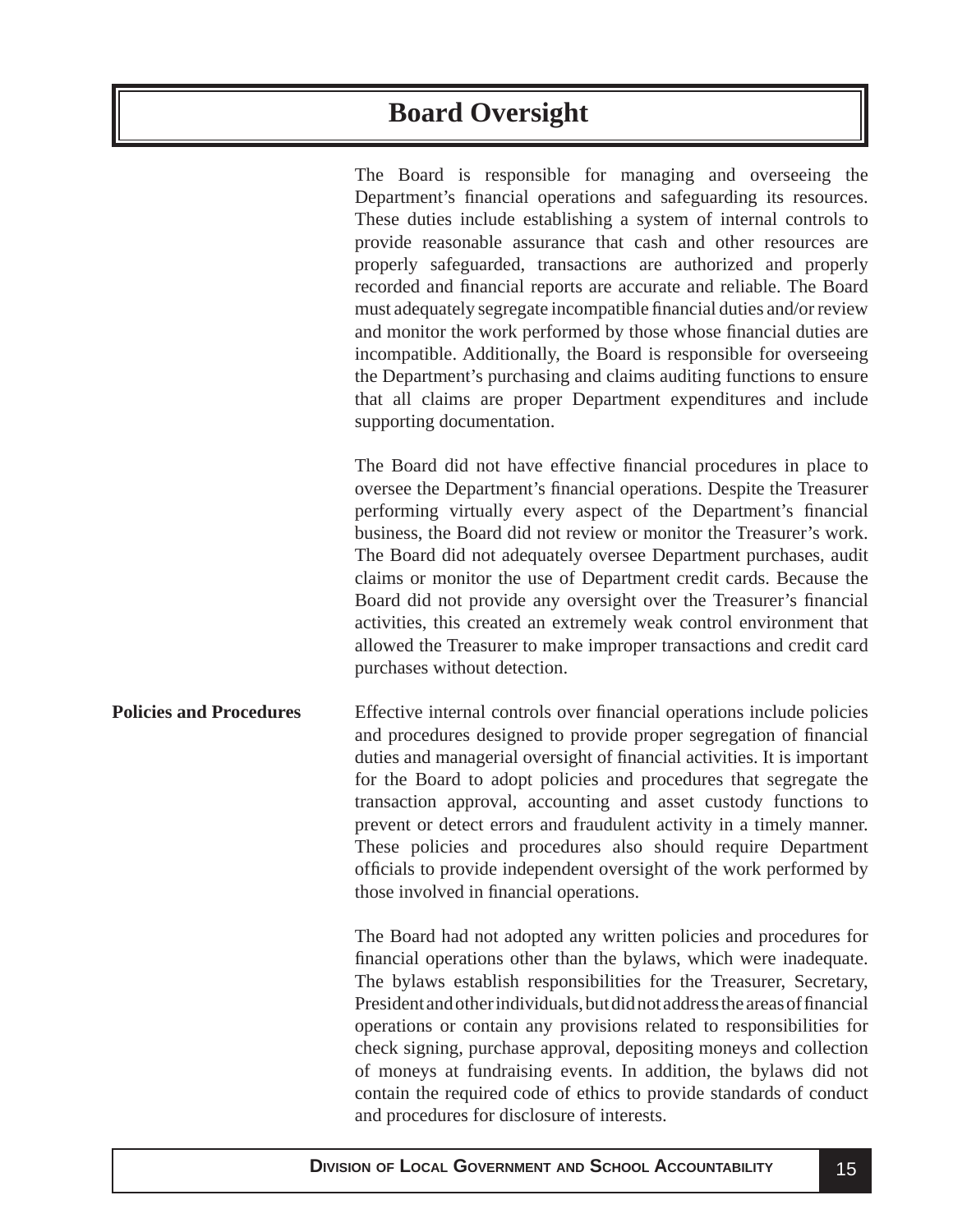# Board Oversight

The Board is responsible for managing and overseeing the Department's financial operations and safeguarding its resources. These duties include establishing a system of internal controls to provide reasonable assurance that cash and other resources are properly safeguarded, transactions are authorized and properly recorded and financial reports are accurate and reliable. The Board must adequately segregate incompatible financial duties and/or review and monitor the work performed by those whose financial duties are incompatible. Additionally, the Board is responsible for overseeing the Department's purchasing and claims auditing functions to ensure that all claims are proper Department expenditures and include supporting documentation.

The Board did not have effective financial procedures in place to oversee the Department's financial operations. Despite the Treasurer performing virtually every aspect of the Department's financial business, the Board did not review or monitor the Treasurer's work. The Board did not adequately oversee Department purchases, audit claims or monitor the use of Department credit cards. Because the Board did not provide any oversight over the Treasurer's financial activities, this created an extremely weak control environment that allowed the Treasurer to make improper transactions and credit card purchases without detection.

## Policies and Procedures

Effective internal controls over financial operations include policies and procedures designed to provide proper segregation of financial duties and managerial oversight of financial activities. It is important for the Board to adopt policies and procedures that segregate the transaction approval, accounting and asset custody functions to prevent or detect errors and fraudulent activity in a timely manner. These policies and procedures also should require Department officials to provide independent oversight of the work performed by those involved in financial operations.

The Board had not adopted any written policies and procedures for financial operations other than the bylaws, which were inadequate. The bylaws establish responsibilities for the Treasurer, Secretary, President and other individuals, but did not address the areas of financial operations or contain any provisions related to responsibilities for check signing, purchase approval, depositing moneys and collection of moneys at fundraising events. In addition, the bylaws did not contain the required code of ethics to provide standards of conduct and procedures for disclosure of interests.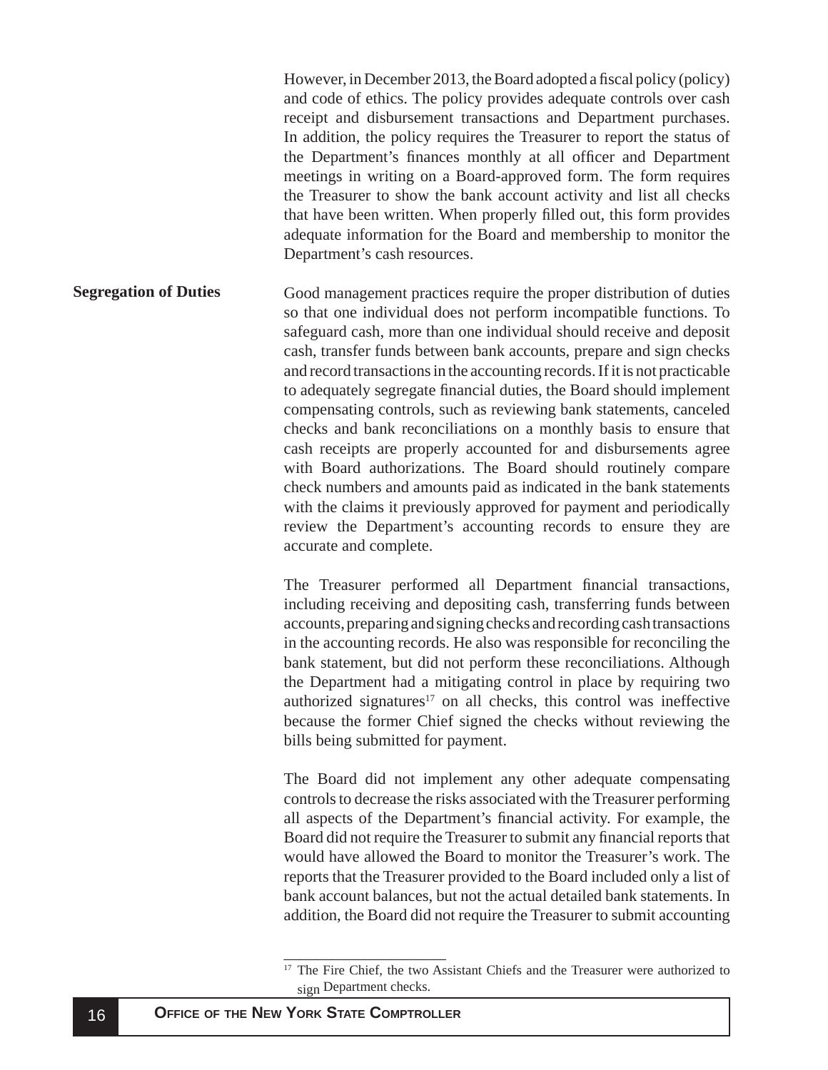However, in December 2013, the Board adopted a fiscal policy (policy) and code of ethics. The policy provides adequate controls over cash receipt and disbursement transactions and Department purchases. In addition, the policy requires the Treasurer to report the status of the Department's finances monthly at all officer and Department meetings in writing on a Board-approved form. The form requires the Treasurer to show the bank account activity and list all checks that have been written. When properly filled out, this form provides adequate information for the Board and membership to monitor the Department's cash resources.

## Segregation of Duties

Good management practices require the proper distribution of duties so that one individual does not perform incompatible functions. To safeguard cash, more than one individual should receive and deposit cash, transfer funds between bank accounts, prepare and sign checks and record transactions in the accounting records. If it is not practicable to adequately segregate financial duties, the Board should implement compensating controls, such as reviewing bank statements, canceled checks and bank reconciliations on a monthly basis to ensure that cash receipts are properly accounted for and disbursements agree with Board authorizations. The Board should routinely compare check numbers and amounts paid as indicated in the bank statements with the claims it previously approved for payment and periodically review the Department's accounting records to ensure they are accurate and complete.

The Treasurer performed all Department financial transactions, including receiving and depositing cash, transferring funds between accounts, preparing and signing checks and recording cash transactions in the accounting records. He also was responsible for reconciling the bank statement, but did not perform these reconciliations. Although the Department had a mitigating control in place by requiring two authorized signatures[17] on all checks, this control was ineffective because the former Chief signed the checks without reviewing the bills being submitted for payment.

The Board did not implement any other adequate compensating controls to decrease the risks associated with the Treasurer performing all aspects of the Department's financial activity. For example, the Board did not require the Treasurer to submit any financial reports that would have allowed the Board to monitor the Treasurer's work. The reports that the Treasurer provided to the Board included only a list of bank account balances, but not the actual detailed bank statements. In addition, the Board did not require the Treasurer to submit accounting

[17] The Fire Chief, the two Assistant Chiefs and the Treasurer were authorized to sign Department checks.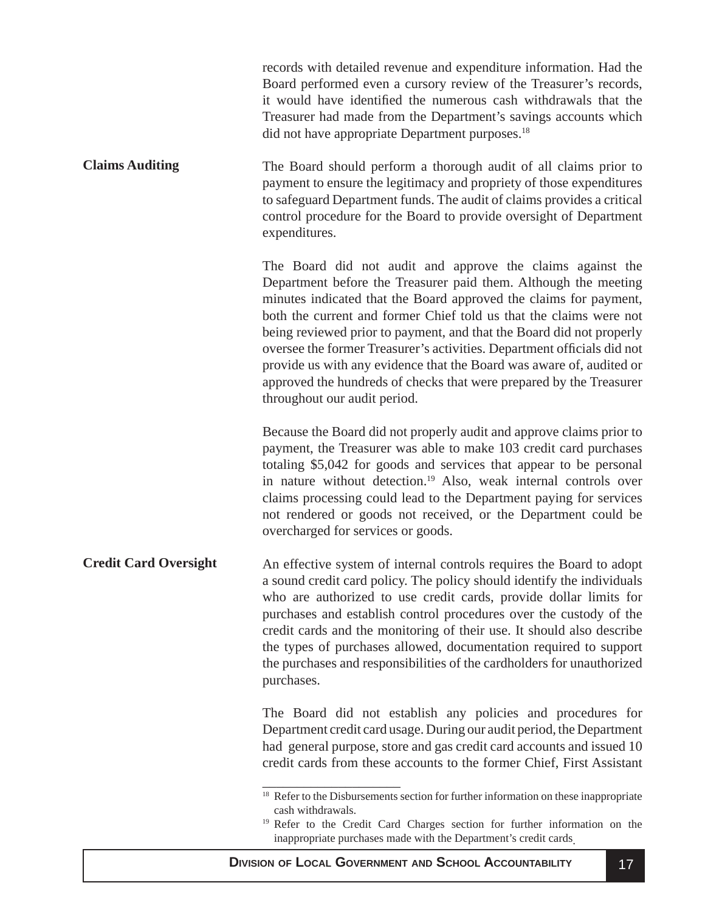records with detailed revenue and expenditure information. Had the Board performed even a cursory review of the Treasurer's records, it would have identified the numerous cash withdrawals that the Treasurer had made from the Department's savings accounts which did not have appropriate Department purposes.[18]

**Claims Auditing**

The Board should perform a thorough audit of all claims prior to payment to ensure the legitimacy and propriety of those expenditures to safeguard Department funds. The audit of claims provides a critical control procedure for the Board to provide oversight of Department expenditures.

The Board did not audit and approve the claims against the Department before the Treasurer paid them. Although the meeting minutes indicated that the Board approved the claims for payment, both the current and former Chief told us that the claims were not being reviewed prior to payment, and that the Board did not properly oversee the former Treasurer's activities. Department officials did not provide us with any evidence that the Board was aware of, audited or approved the hundreds of checks that were prepared by the Treasurer throughout our audit period.

Because the Board did not properly audit and approve claims prior to payment, the Treasurer was able to make 103 credit card purchases totaling $5,042 for goods and services that appear to be personal in nature without detection.[19] Also, weak internal controls over claims processing could lead to the Department paying for services not rendered or goods not received, or the Department could be overcharged for services or goods.

**Credit Card Oversight**

An effective system of internal controls requires the Board to adopt a sound credit card policy. The policy should identify the individuals who are authorized to use credit cards, provide dollar limits for purchases and establish control procedures over the custody of the credit cards and the monitoring of their use. It should also describe the types of purchases allowed, documentation required to support the purchases and responsibilities of the cardholders for unauthorized purchases.

The Board did not establish any policies and procedures for Department credit card usage. During our audit period, the Department had general purpose, store and gas credit card accounts and issued 10 credit cards from these accounts to the former Chief, First Assistant

---

[18] Refer to the Disbursements section for further information on these inappropriate cash withdrawals.

[19] Refer to the Credit Card Charges section for further information on the inappropriate purchases made with the Department's credit cards.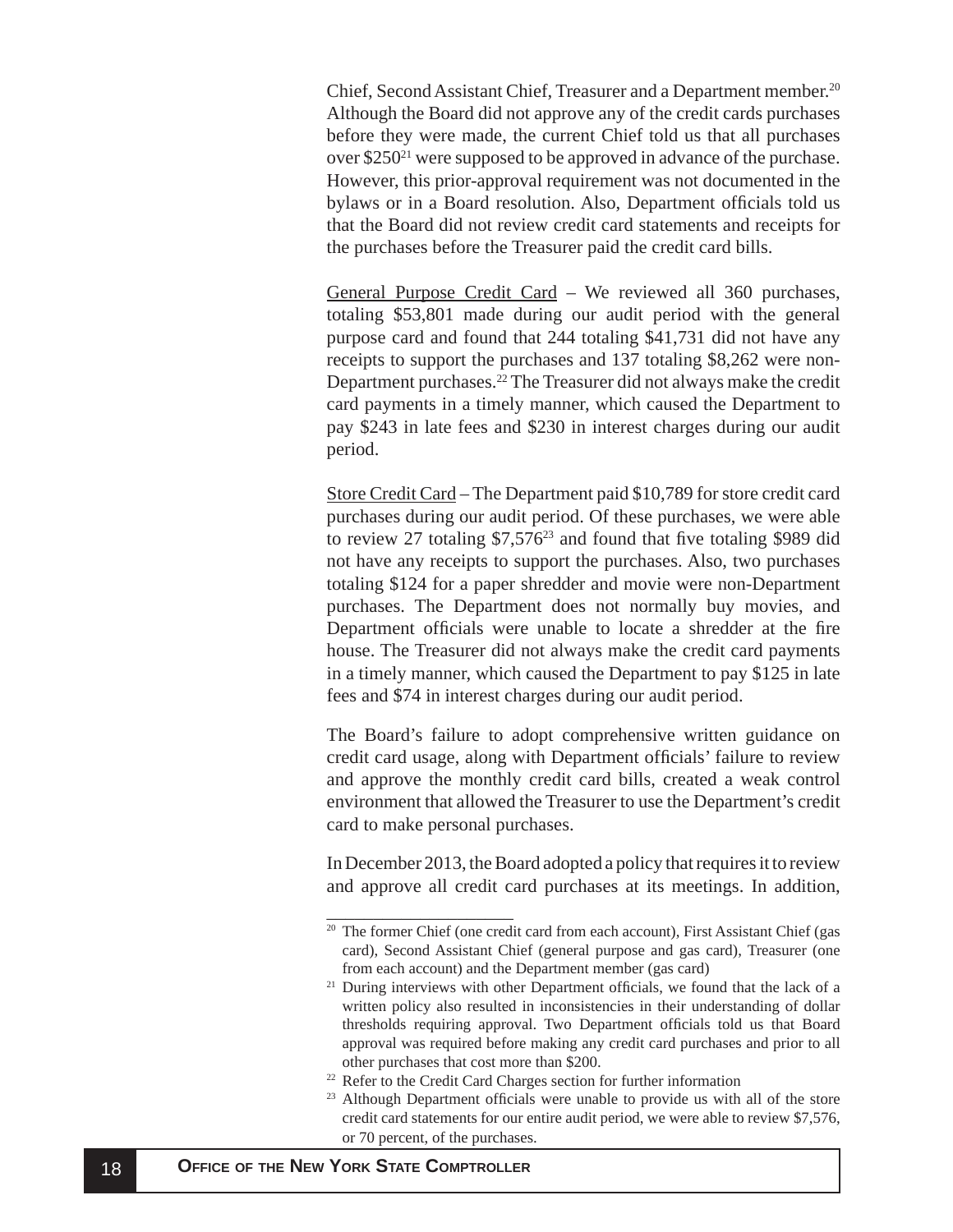Chief, Second Assistant Chief, Treasurer and a Department member.[20] Although the Board did not approve any of the credit cards purchases before they were made, the current Chief told us that all purchases over $250[21] were supposed to be approved in advance of the purchase. However, this prior-approval requirement was not documented in the bylaws or in a Board resolution. Also, Department officials told us that the Board did not review credit card statements and receipts for the purchases before the Treasurer paid the credit card bills.

General Purpose Credit Card – We reviewed all 360 purchases, totaling $53,801 made during our audit period with the general purpose card and found that 244 totaling $41,731 did not have any receipts to support the purchases and 137 totaling $8,262 were non-Department purchases.[22] The Treasurer did not always make the credit card payments in a timely manner, which caused the Department to pay $243 in late fees and $230 in interest charges during our audit period.

Store Credit Card – The Department paid $10,789 for store credit card purchases during our audit period. Of these purchases, we were able to review 27 totaling $7,576[23] and found that five totaling $989 did not have any receipts to support the purchases. Also, two purchases totaling $124 for a paper shredder and movie were non-Department purchases. The Department does not normally buy movies, and Department officials were unable to locate a shredder at the fire house. The Treasurer did not always make the credit card payments in a timely manner, which caused the Department to pay $125 in late fees and $74 in interest charges during our audit period.

The Board's failure to adopt comprehensive written guidance on credit card usage, along with Department officials' failure to review and approve the monthly credit card bills, created a weak control environment that allowed the Treasurer to use the Department's credit card to make personal purchases.

In December 2013, the Board adopted a policy that requires it to review and approve all credit card purchases at its meetings. In addition,

---

[20] The former Chief (one credit card from each account), First Assistant Chief (gas card), Second Assistant Chief (general purpose and gas card), Treasurer (one from each account) and the Department member (gas card)

[21] During interviews with other Department officials, we found that the lack of a written policy also resulted in inconsistencies in their understanding of dollar thresholds requiring approval. Two Department officials told us that Board approval was required before making any credit card purchases and prior to all other purchases that cost more than $200.

[22] Refer to the Credit Card Charges section for further information

[23] Although Department officials were unable to provide us with all of the store credit card statements for our entire audit period, we were able to review $7,576, or 70 percent, of the purchases.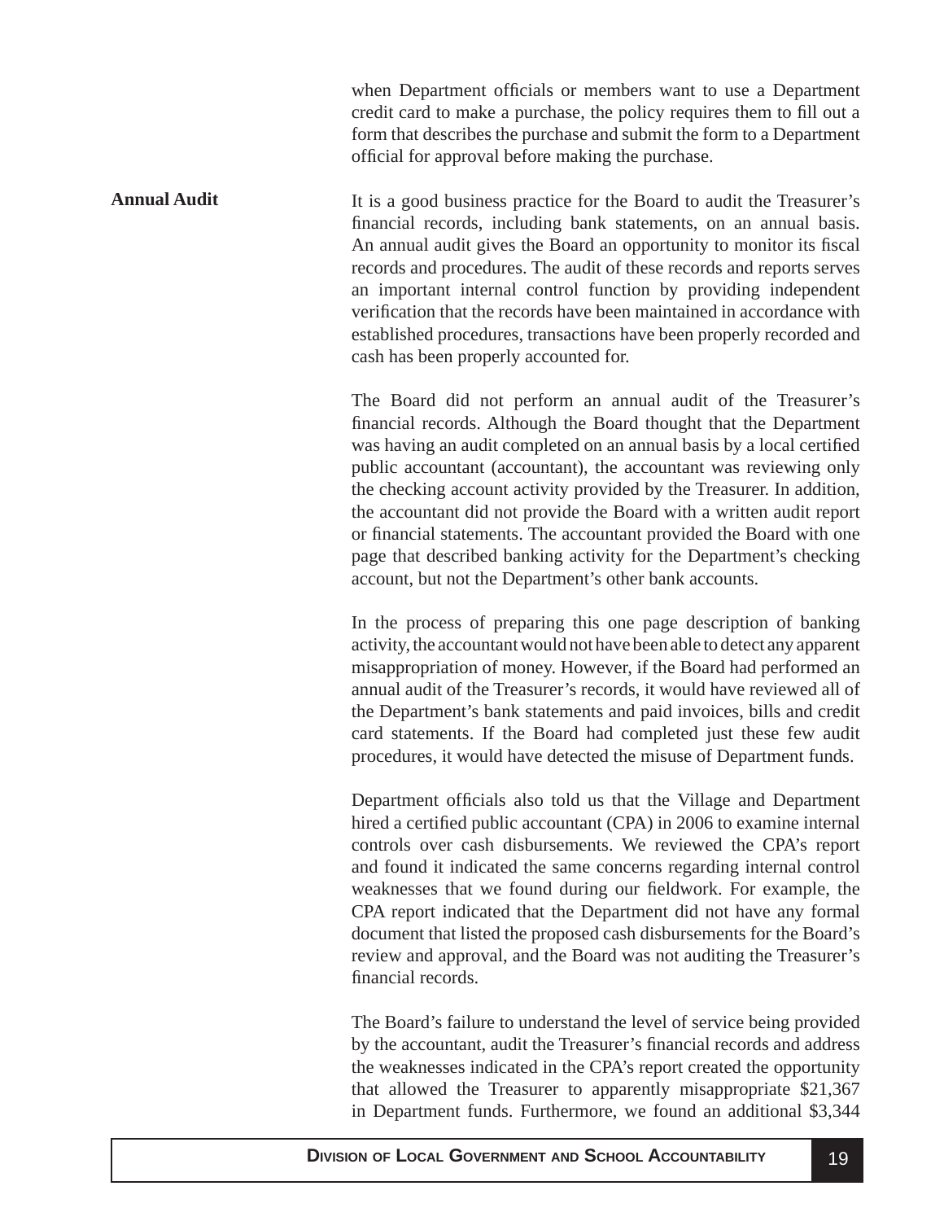when Department officials or members want to use a Department credit card to make a purchase, the policy requires them to fill out a form that describes the purchase and submit the form to a Department official for approval before making the purchase.

### Annual Audit

It is a good business practice for the Board to audit the Treasurer's financial records, including bank statements, on an annual basis. An annual audit gives the Board an opportunity to monitor its fiscal records and procedures. The audit of these records and reports serves an important internal control function by providing independent verification that the records have been maintained in accordance with established procedures, transactions have been properly recorded and cash has been properly accounted for.

The Board did not perform an annual audit of the Treasurer's financial records. Although the Board thought that the Department was having an audit completed on an annual basis by a local certified public accountant (accountant), the accountant was reviewing only the checking account activity provided by the Treasurer. In addition, the accountant did not provide the Board with a written audit report or financial statements. The accountant provided the Board with one page that described banking activity for the Department's checking account, but not the Department's other bank accounts.

In the process of preparing this one page description of banking activity, the accountant would not have been able to detect any apparent misappropriation of money. However, if the Board had performed an annual audit of the Treasurer's records, it would have reviewed all of the Department's bank statements and paid invoices, bills and credit card statements. If the Board had completed just these few audit procedures, it would have detected the misuse of Department funds.

Department officials also told us that the Village and Department hired a certified public accountant (CPA) in 2006 to examine internal controls over cash disbursements. We reviewed the CPA's report and found it indicated the same concerns regarding internal control weaknesses that we found during our fieldwork. For example, the CPA report indicated that the Department did not have any formal document that listed the proposed cash disbursements for the Board's review and approval, and the Board was not auditing the Treasurer's financial records.

The Board's failure to understand the level of service being provided by the accountant, audit the Treasurer's financial records and address the weaknesses indicated in the CPA's report created the opportunity that allowed the Treasurer to apparently misappropriate $21,367 in Department funds. Furthermore, we found an additional $3,344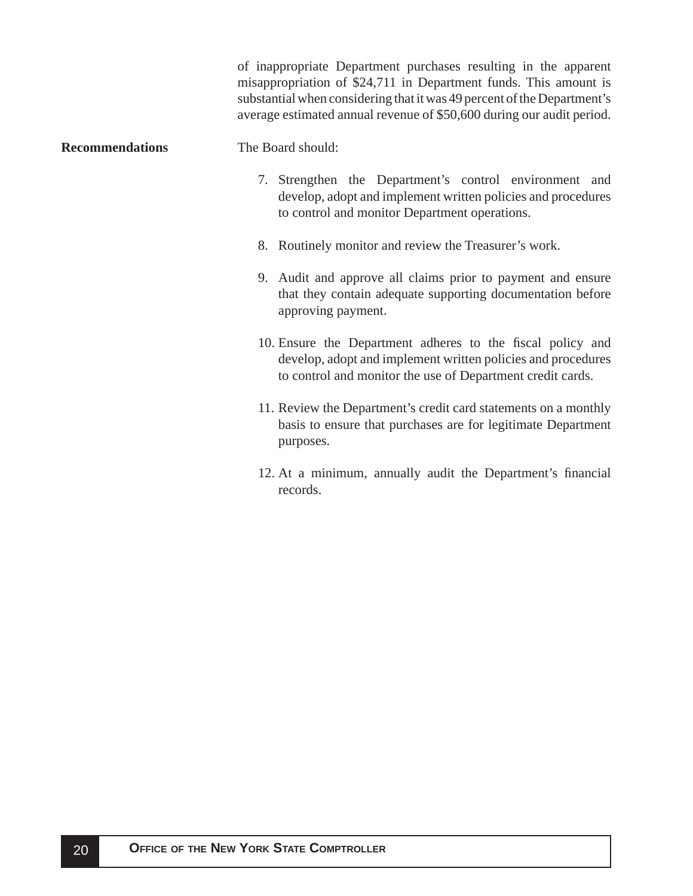of inappropriate Department purchases resulting in the apparent misappropriation of $24,711 in Department funds. This amount is substantial when considering that it was 49 percent of the Department's average estimated annual revenue of $50,600 during our audit period.

**Recommendations**

The Board should:

7. Strengthen the Department's control environment and develop, adopt and implement written policies and procedures to control and monitor Department operations.

8. Routinely monitor and review the Treasurer's work.

9. Audit and approve all claims prior to payment and ensure that they contain adequate supporting documentation before approving payment.

10. Ensure the Department adheres to the fiscal policy and develop, adopt and implement written policies and procedures to control and monitor the use of Department credit cards.

11. Review the Department's credit card statements on a monthly basis to ensure that purchases are for legitimate Department purposes.

12. At a minimum, annually audit the Department's financial records.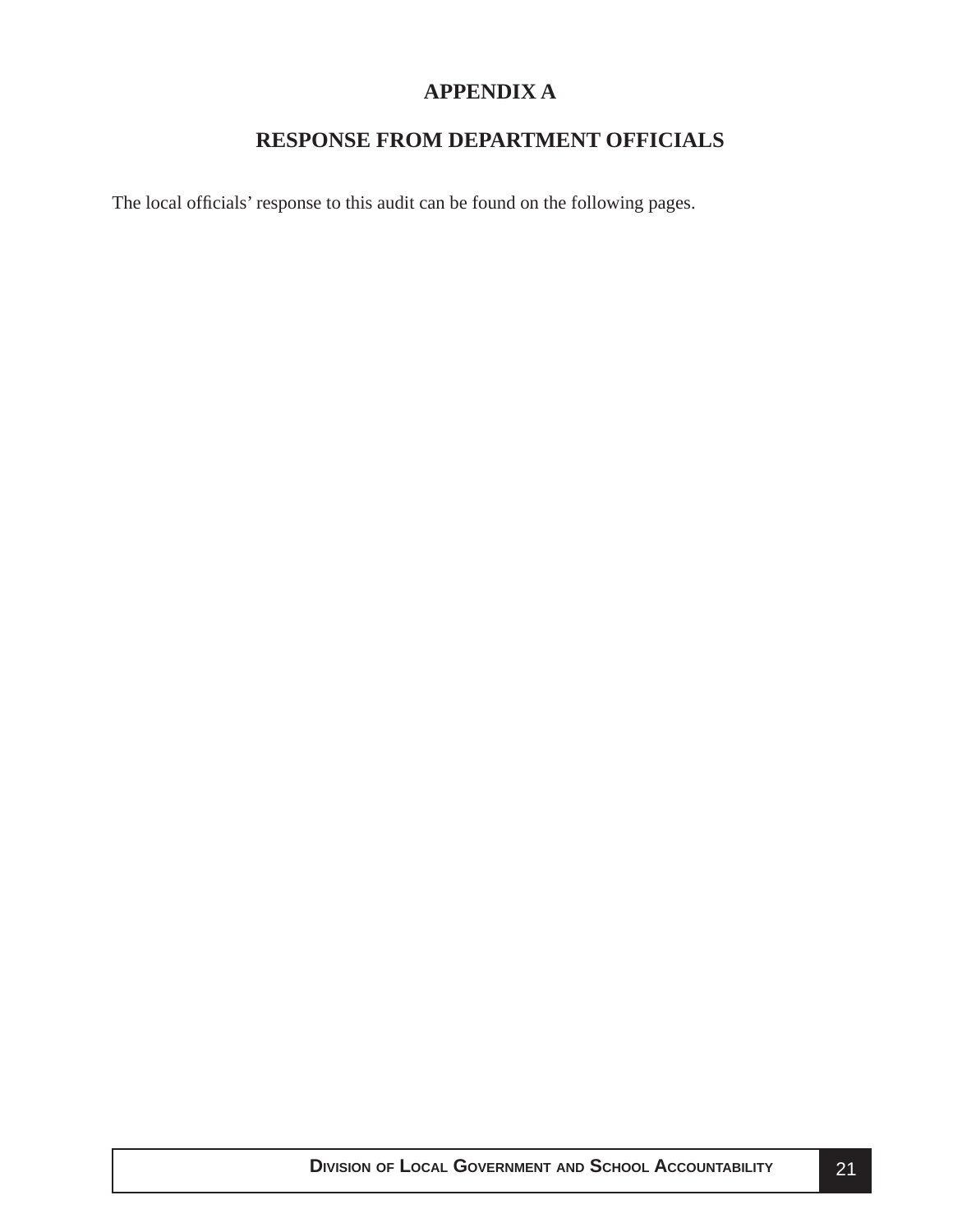# APPENDIX A

## RESPONSE FROM DEPARTMENT OFFICIALS

The local officials' response to this audit can be found on the following pages.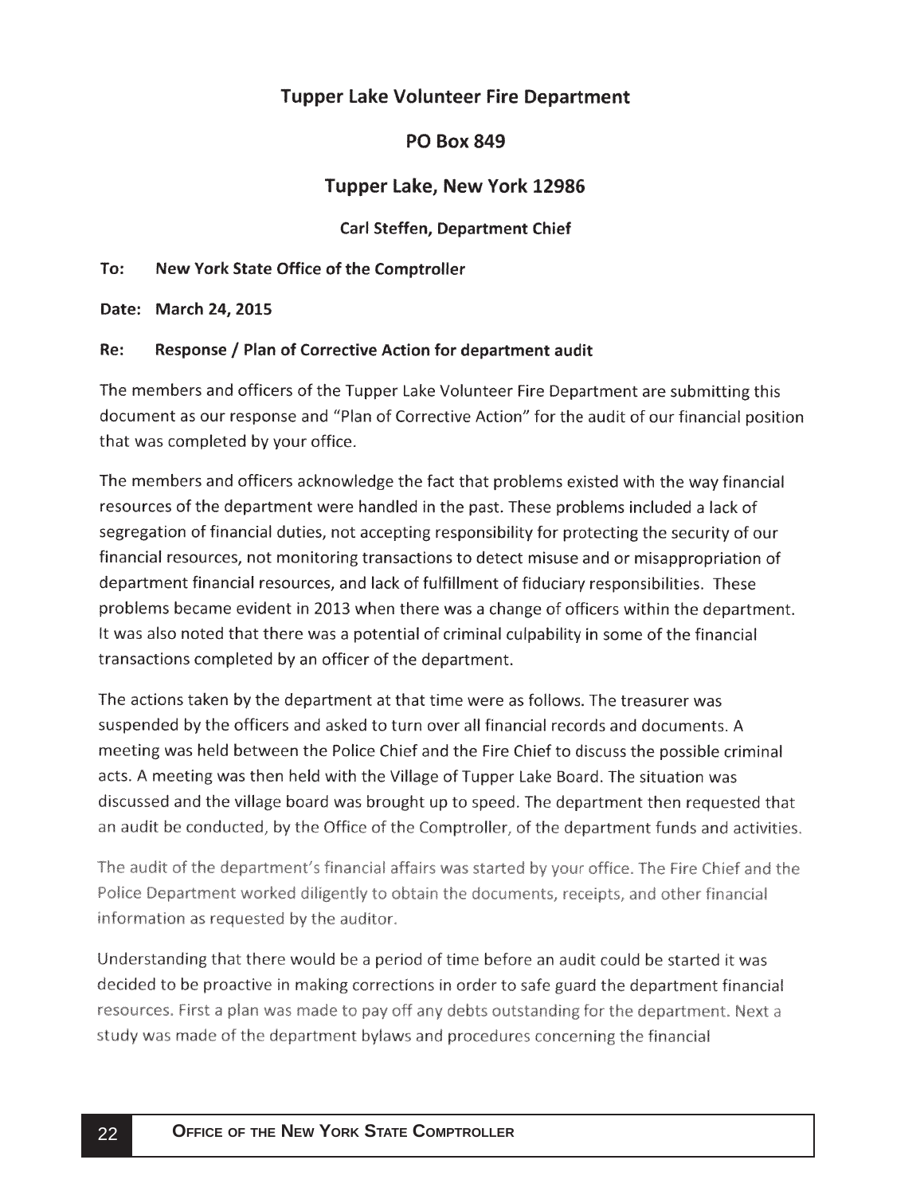**Tupper Lake Volunteer Fire Department**

**PO Box 849**

**Tupper Lake, New York 12986**

**Carl Steffen, Department Chief**

**To: New York State Office of the Comptroller**

**Date: March 24, 2015**

**Re: Response / Plan of Corrective Action for department audit**

The members and officers of the Tupper Lake Volunteer Fire Department are submitting this document as our response and "Plan of Corrective Action" for the audit of our financial position that was completed by your office.

The members and officers acknowledge the fact that problems existed with the way financial resources of the department were handled in the past. These problems included a lack of segregation of financial duties, not accepting responsibility for protecting the security of our financial resources, not monitoring transactions to detect misuse and or misappropriation of department financial resources, and lack of fulfillment of fiduciary responsibilities. These problems became evident in 2013 when there was a change of officers within the department. It was also noted that there was a potential of criminal culpability in some of the financial transactions completed by an officer of the department.

The actions taken by the department at that time were as follows. The treasurer was suspended by the officers and asked to turn over all financial records and documents. A meeting was held between the Police Chief and the Fire Chief to discuss the possible criminal acts. A meeting was then held with the Village of Tupper Lake Board. The situation was discussed and the village board was brought up to speed. The department then requested that an audit be conducted, by the Office of the Comptroller, of the department funds and activities.

The audit of the department's financial affairs was started by your office. The Fire Chief and the Police Department worked diligently to obtain the documents, receipts, and other financial information as requested by the auditor.

Understanding that there would be a period of time before an audit could be started it was decided to be proactive in making corrections in order to safe guard the department financial resources. First a plan was made to pay off any debts outstanding for the department. Next a study was made of the department bylaws and procedures concerning the financial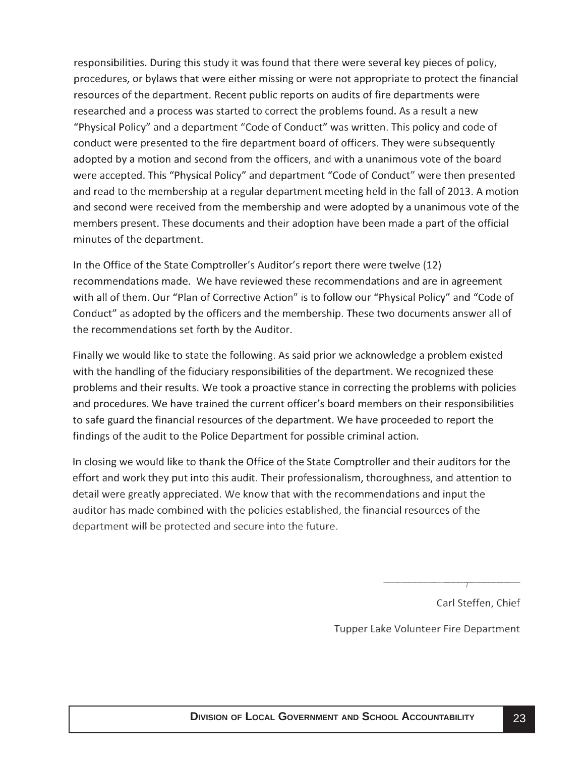responsibilities. During this study it was found that there were several key pieces of policy, procedures, or bylaws that were either missing or were not appropriate to protect the financial resources of the department. Recent public reports on audits of fire departments were researched and a process was started to correct the problems found. As a result a new "Physical Policy" and a department "Code of Conduct" was written. This policy and code of conduct were presented to the fire department board of officers. They were subsequently adopted by a motion and second from the officers, and with a unanimous vote of the board were accepted. This "Physical Policy" and department "Code of Conduct" were then presented and read to the membership at a regular department meeting held in the fall of 2013. A motion and second were received from the membership and were adopted by a unanimous vote of the members present. These documents and their adoption have been made a part of the official minutes of the department.

In the Office of the State Comptroller's Auditor's report there were twelve (12) recommendations made. We have reviewed these recommendations and are in agreement with all of them. Our "Plan of Corrective Action" is to follow our "Physical Policy" and "Code of Conduct" as adopted by the officers and the membership. These two documents answer all of the recommendations set forth by the Auditor.

Finally we would like to state the following. As said prior we acknowledge a problem existed with the handling of the fiduciary responsibilities of the department. We recognized these problems and their results. We took a proactive stance in correcting the problems with policies and procedures. We have trained the current officer's board members on their responsibilities to safe guard the financial resources of the department. We have proceeded to report the findings of the audit to the Police Department for possible criminal action.

In closing we would like to thank the Office of the State Comptroller and their auditors for the effort and work they put into this audit. Their professionalism, thoroughness, and attention to detail were greatly appreciated. We know that with the recommendations and input the auditor has made combined with the policies established, the financial resources of the department will be protected and secure into the future.

Carl Steffen, Chief

Tupper Lake Volunteer Fire Department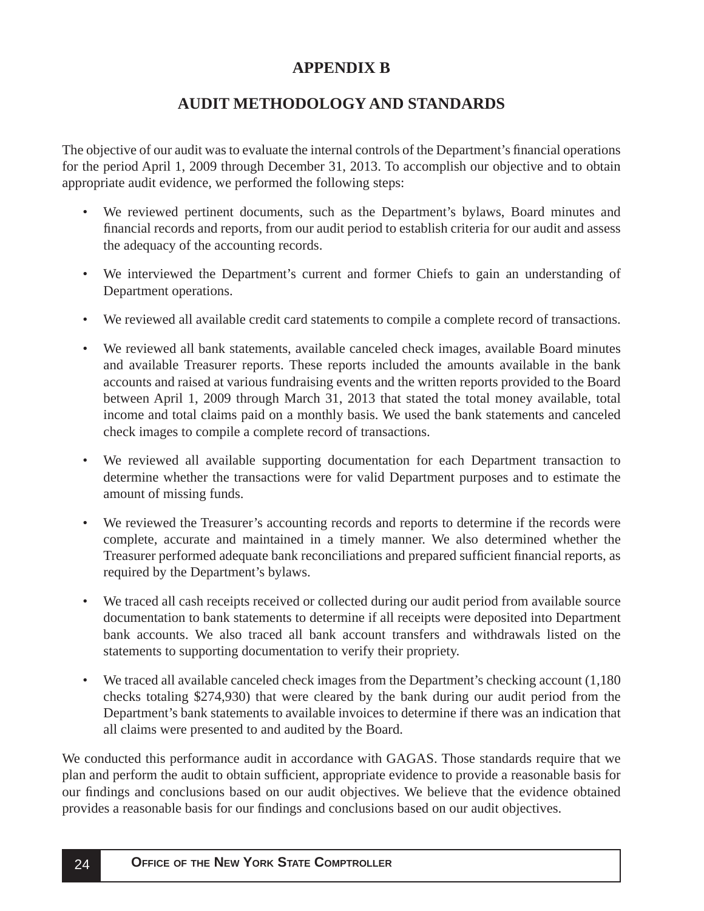# APPENDIX B

## AUDIT METHODOLOGY AND STANDARDS

The objective of our audit was to evaluate the internal controls of the Department's financial operations for the period April 1, 2009 through December 31, 2013. To accomplish our objective and to obtain appropriate audit evidence, we performed the following steps:

- We reviewed pertinent documents, such as the Department's bylaws, Board minutes and financial records and reports, from our audit period to establish criteria for our audit and assess the adequacy of the accounting records.
- We interviewed the Department's current and former Chiefs to gain an understanding of Department operations.
- We reviewed all available credit card statements to compile a complete record of transactions.
- We reviewed all bank statements, available canceled check images, available Board minutes and available Treasurer reports. These reports included the amounts available in the bank accounts and raised at various fundraising events and the written reports provided to the Board between April 1, 2009 through March 31, 2013 that stated the total money available, total income and total claims paid on a monthly basis. We used the bank statements and canceled check images to compile a complete record of transactions.
- We reviewed all available supporting documentation for each Department transaction to determine whether the transactions were for valid Department purposes and to estimate the amount of missing funds.
- We reviewed the Treasurer's accounting records and reports to determine if the records were complete, accurate and maintained in a timely manner. We also determined whether the Treasurer performed adequate bank reconciliations and prepared sufficient financial reports, as required by the Department's bylaws.
- We traced all cash receipts received or collected during our audit period from available source documentation to bank statements to determine if all receipts were deposited into Department bank accounts. We also traced all bank account transfers and withdrawals listed on the statements to supporting documentation to verify their propriety.
- We traced all available canceled check images from the Department's checking account (1,180 checks totaling $274,930) that were cleared by the bank during our audit period from the Department's bank statements to available invoices to determine if there was an indication that all claims were presented to and audited by the Board.

We conducted this performance audit in accordance with GAGAS. Those standards require that we plan and perform the audit to obtain sufficient, appropriate evidence to provide a reasonable basis for our findings and conclusions based on our audit objectives. We believe that the evidence obtained provides a reasonable basis for our findings and conclusions based on our audit objectives.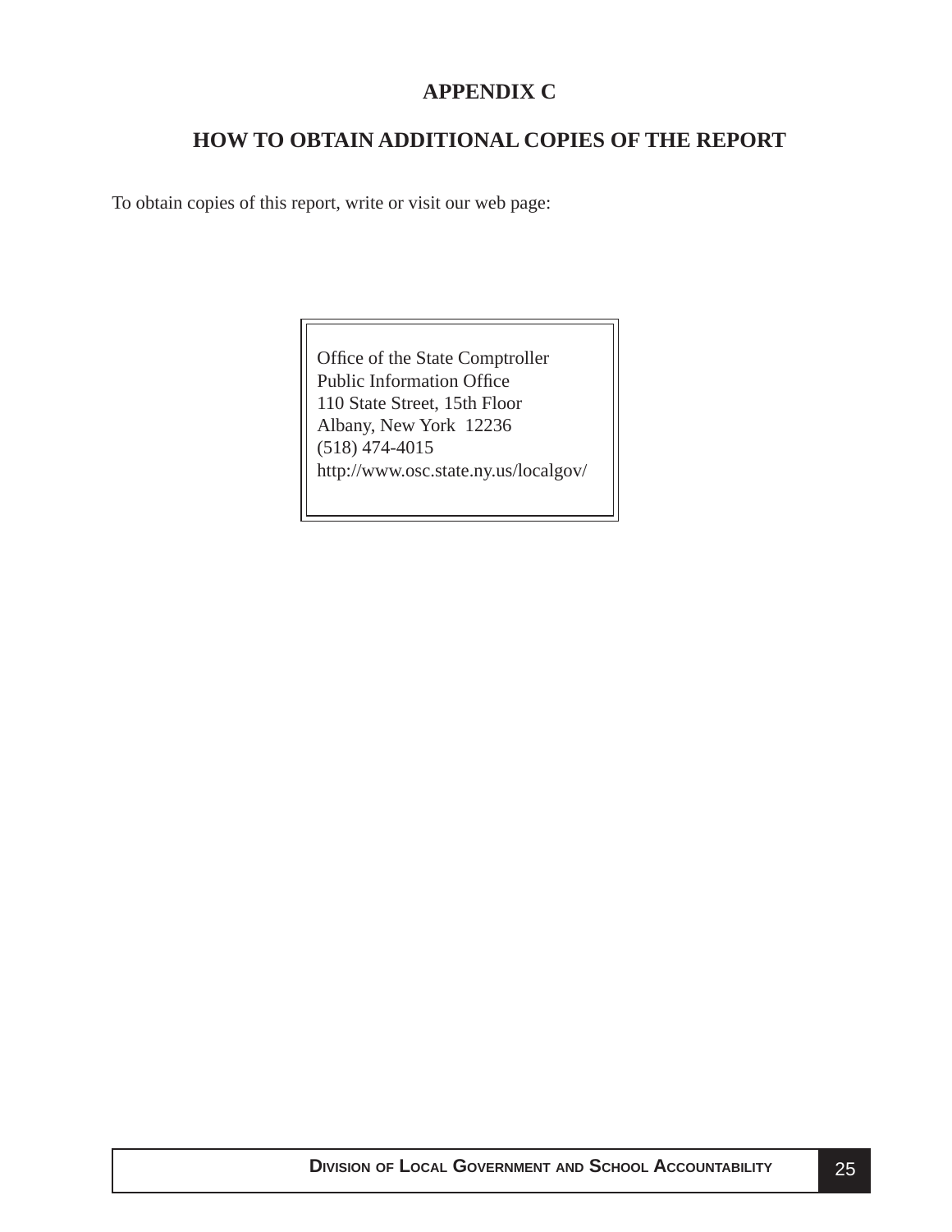## APPENDIX C

## HOW TO OBTAIN ADDITIONAL COPIES OF THE REPORT

To obtain copies of this report, write or visit our web page:

Office of the State Comptroller
Public Information Office
110 State Street, 15th Floor
Albany, New York 12236
(518) 474-4015
http://www.osc.state.ny.us/localgov/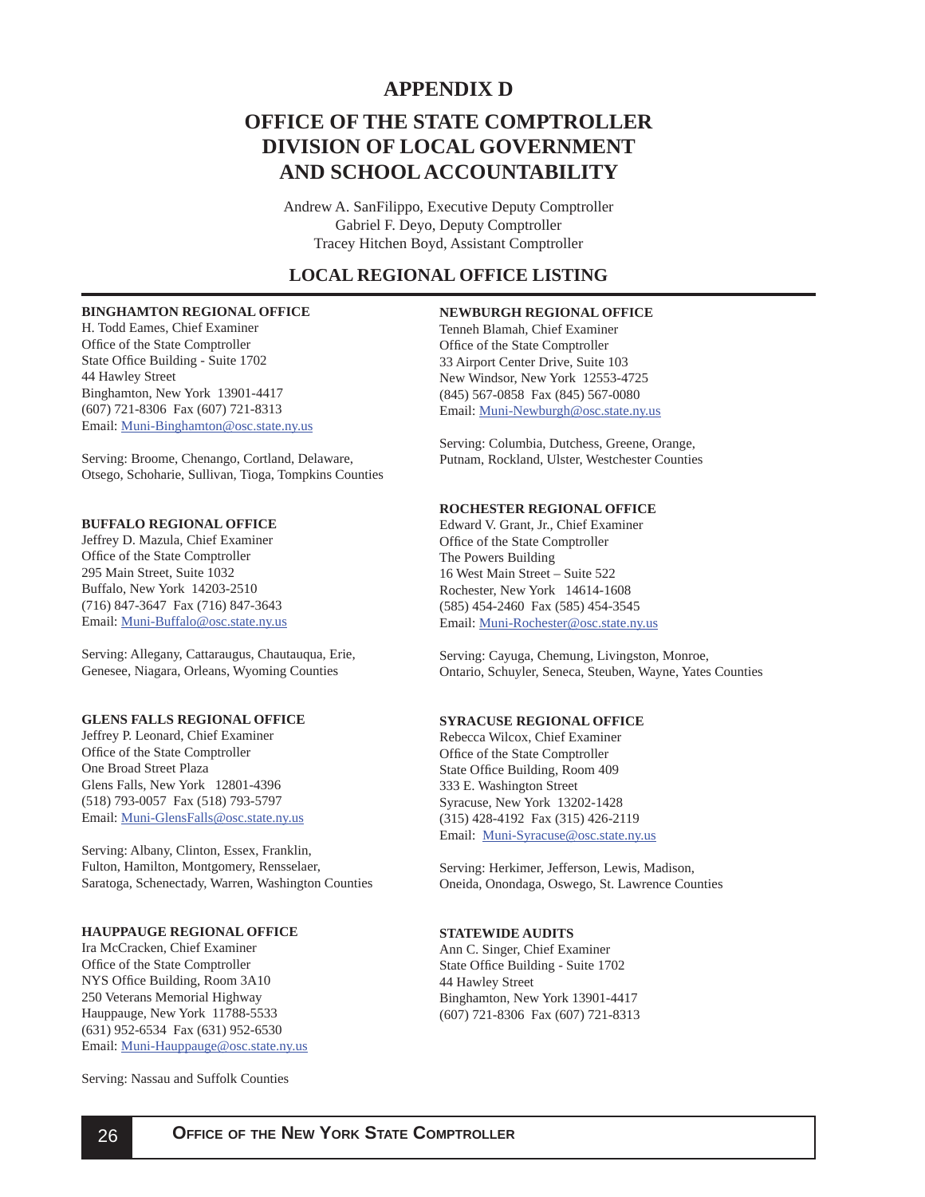# APPENDIX D

# OFFICE OF THE STATE COMPTROLLER DIVISION OF LOCAL GOVERNMENT AND SCHOOL ACCOUNTABILITY

Andrew A. SanFilippo, Executive Deputy Comptroller
Gabriel F. Deyo, Deputy Comptroller
Tracey Hitchen Boyd, Assistant Comptroller

## LOCAL REGIONAL OFFICE LISTING

**BINGHAMTON REGIONAL OFFICE**
H. Todd Eames, Chief Examiner
Office of the State Comptroller
State Office Building - Suite 1702
44 Hawley Street
Binghamton, New York 13901-4417
(607) 721-8306 Fax (607) 721-8313
Email: Muni-Binghamton@osc.state.ny.us

Serving: Broome, Chenango, Cortland, Delaware, Otsego, Schoharie, Sullivan, Tioga, Tompkins Counties

**BUFFALO REGIONAL OFFICE**
Jeffrey D. Mazula, Chief Examiner
Office of the State Comptroller
295 Main Street, Suite 1032
Buffalo, New York 14203-2510
(716) 847-3647 Fax (716) 847-3643
Email: Muni-Buffalo@osc.state.ny.us

Serving: Allegany, Cattaraugus, Chautauqua, Erie, Genesee, Niagara, Orleans, Wyoming Counties

**GLENS FALLS REGIONAL OFFICE**
Jeffrey P. Leonard, Chief Examiner
Office of the State Comptroller
One Broad Street Plaza
Glens Falls, New York 12801-4396
(518) 793-0057 Fax (518) 793-5797
Email: Muni-GlensFalls@osc.state.ny.us

Serving: Albany, Clinton, Essex, Franklin, Fulton, Hamilton, Montgomery, Rensselaer, Saratoga, Schenectady, Warren, Washington Counties

**HAUPPAUGE REGIONAL OFFICE**
Ira McCracken, Chief Examiner
Office of the State Comptroller
NYS Office Building, Room 3A10
250 Veterans Memorial Highway
Hauppauge, New York 11788-5533
(631) 952-6534 Fax (631) 952-6530
Email: Muni-Hauppauge@osc.state.ny.us

Serving: Nassau and Suffolk Counties

**NEWBURGH REGIONAL OFFICE**
Tenneh Blamah, Chief Examiner
Office of the State Comptroller
33 Airport Center Drive, Suite 103
New Windsor, New York 12553-4725
(845) 567-0858 Fax (845) 567-0080
Email: Muni-Newburgh@osc.state.ny.us

Serving: Columbia, Dutchess, Greene, Orange, Putnam, Rockland, Ulster, Westchester Counties

**ROCHESTER REGIONAL OFFICE**
Edward V. Grant, Jr., Chief Examiner
Office of the State Comptroller
The Powers Building
16 West Main Street – Suite 522
Rochester, New York 14614-1608
(585) 454-2460 Fax (585) 454-3545
Email: Muni-Rochester@osc.state.ny.us

Serving: Cayuga, Chemung, Livingston, Monroe, Ontario, Schuyler, Seneca, Steuben, Wayne, Yates Counties

**SYRACUSE REGIONAL OFFICE**
Rebecca Wilcox, Chief Examiner
Office of the State Comptroller
State Office Building, Room 409
333 E. Washington Street
Syracuse, New York 13202-1428
(315) 428-4192 Fax (315) 426-2119
Email: Muni-Syracuse@osc.state.ny.us

Serving: Herkimer, Jefferson, Lewis, Madison, Oneida, Onondaga, Oswego, St. Lawrence Counties

**STATEWIDE AUDITS**
Ann C. Singer, Chief Examiner
State Office Building - Suite 1702
44 Hawley Street
Binghamton, New York 13901-4417
(607) 721-8306 Fax (607) 721-8313